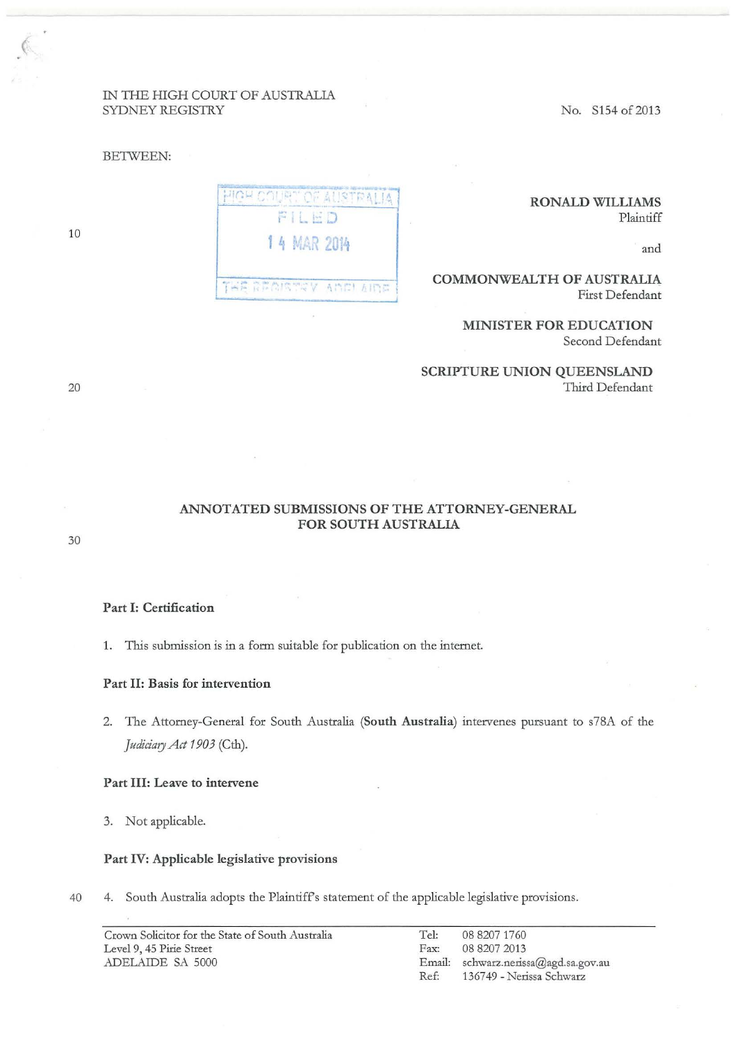IN THE HIGH COURT OF AUSTRALIA
SYDNEY REGISTRY

No. S154 of 2013

BETWEEN:

HIGH COURT OF AUSTRALIA
FILED
14 MAR 2014
THE REGISTRY ADELAIDE

**RONALD WILLIAMS**
Plaintiff

and

**COMMONWEALTH OF AUSTRALIA**
First Defendant

**MINISTER FOR EDUCATION**
Second Defendant

**SCRIPTURE UNION QUEENSLAND**
Third Defendant

# ANNOTATED SUBMISSIONS OF THE ATTORNEY-GENERAL FOR SOUTH AUSTRALIA

## Part I: Certification

1. This submission is in a form suitable for publication on the internet.

## Part II: Basis for intervention

2. The Attorney-General for South Australia (**South Australia**) intervenes pursuant to s78A of the *Judiciary Act 1903* (Cth).

## Part III: Leave to intervene

3. Not applicable.

## Part IV: Applicable legislative provisions

4. South Australia adopts the Plaintiff's statement of the applicable legislative provisions.

Crown Solicitor for the State of South Australia
Level 9, 45 Pirie Street
ADELAIDE SA 5000

Tel: 08 8207 1760
Fax: 08 8207 2013
Email: schwarz.nerissa@agd.sa.gov.au
Ref: 136749 - Nerissa Schwarz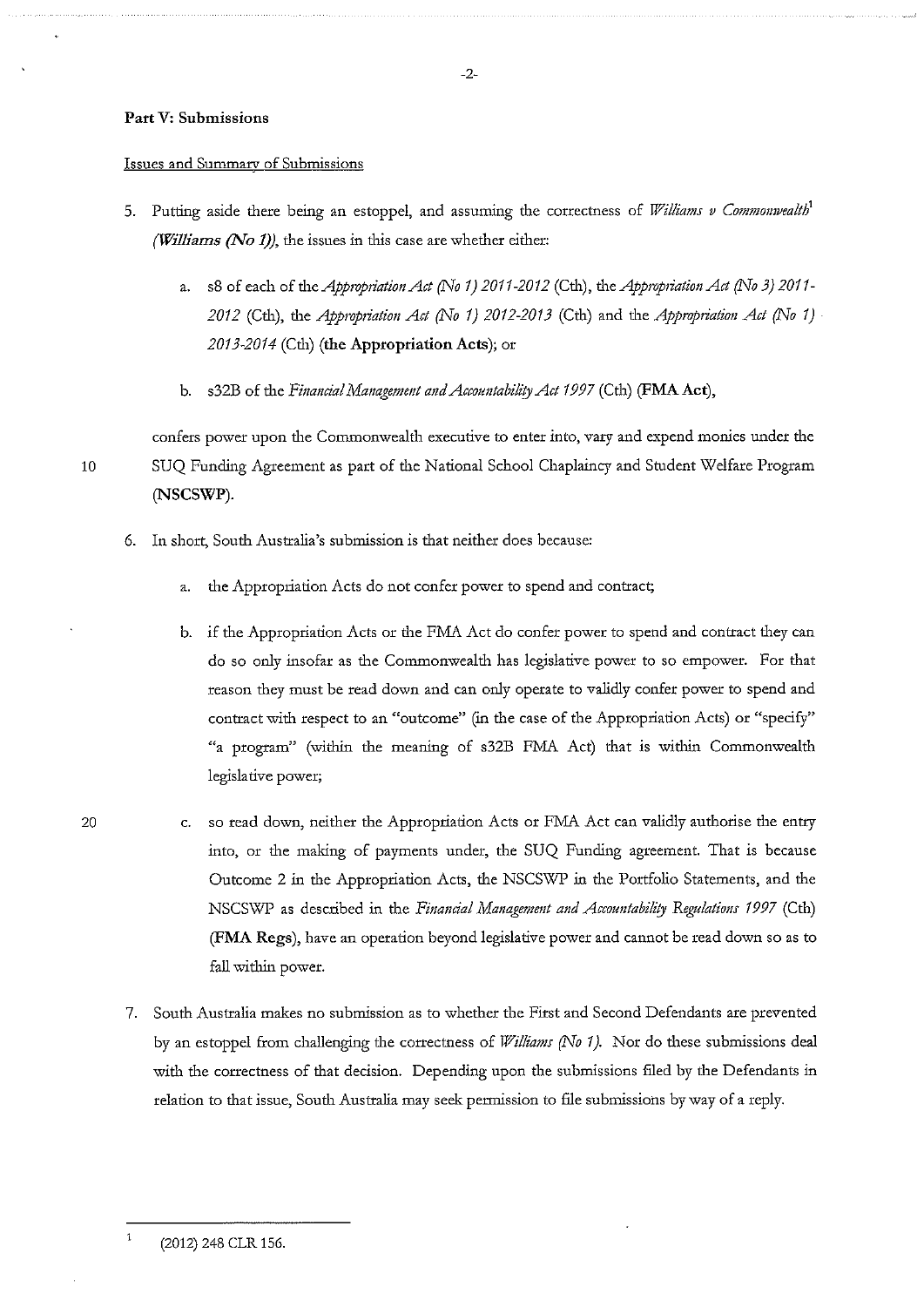## Part V: Submissions

Issues and Summary of Submissions

5. Putting aside there being an estoppel, and assuming the correctness of *Williams v Commonwealth*[1] ***(Williams (No 1))***, the issues in this case are whether either:

   a. s8 of each of the *Appropriation Act (No 1) 2011-2012* (Cth), the *Appropriation Act (No 3) 2011-2012* (Cth), the *Appropriation Act (No 1) 2012-2013* (Cth) and the *Appropriation Act (No 1) 2013-2014* (Cth) **(the Appropriation Acts)**; or

   b. s32B of the *Financial Management and Accountability Act 1997* (Cth) **(FMA Act)**,

   confers power upon the Commonwealth executive to enter into, vary and expend monies under the SUQ Funding Agreement as part of the National School Chaplaincy and Student Welfare Program **(NSCSWP)**.

6. In short, South Australia's submission is that neither does because:

   a. the Appropriation Acts do not confer power to spend and contract;

   b. if the Appropriation Acts or the FMA Act do confer power to spend and contract they can do so only insofar as the Commonwealth has legislative power to so empower. For that reason they must be read down and can only operate to validly confer power to spend and contract with respect to an "outcome" (in the case of the Appropriation Acts) or "specify" "a program" (within the meaning of s32B FMA Act) that is within Commonwealth legislative power;

   c. so read down, neither the Appropriation Acts or FMA Act can validly authorise the entry into, or the making of payments under, the SUQ Funding agreement. That is because Outcome 2 in the Appropriation Acts, the NSCSWP in the Portfolio Statements, and the NSCSWP as described in the *Financial Management and Accountability Regulations 1997* (Cth) **(FMA Regs)**, have an operation beyond legislative power and cannot be read down so as to fall within power.

7. South Australia makes no submission as to whether the First and Second Defendants are prevented by an estoppel from challenging the correctness of *Williams (No 1)*. Nor do these submissions deal with the correctness of that decision. Depending upon the submissions filed by the Defendants in relation to that issue, South Australia may seek permission to file submissions by way of a reply.

---

[1] (2012) 248 CLR 156.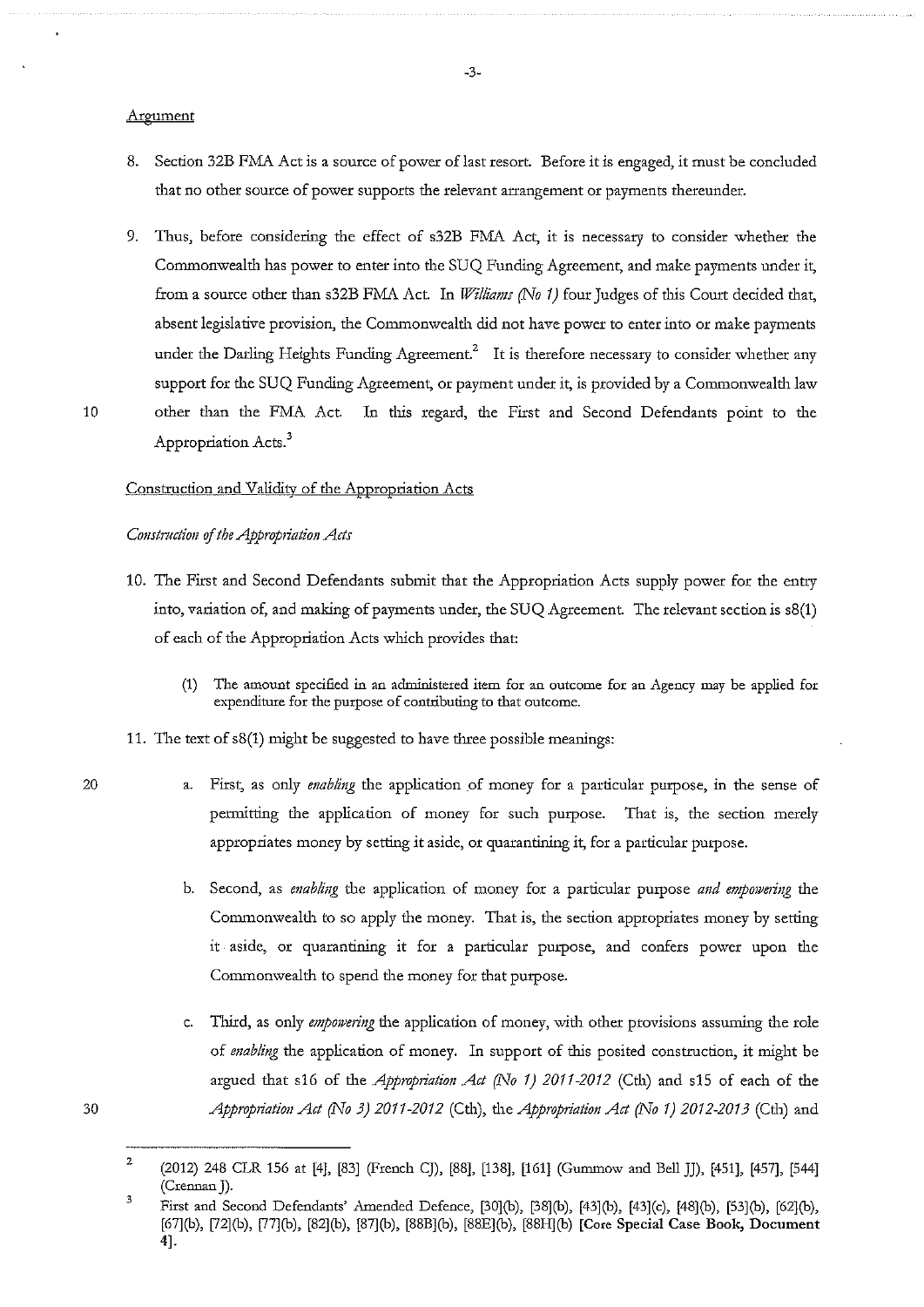Argument

8. Section 32B FMA Act is a source of power of last resort. Before it is engaged, it must be concluded that no other source of power supports the relevant arrangement or payments thereunder.

9. Thus, before considering the effect of s32B FMA Act, it is necessary to consider whether the Commonwealth has power to enter into the SUQ Funding Agreement, and make payments under it, from a source other than s32B FMA Act. In *Williams (No 1)* four Judges of this Court decided that, absent legislative provision, the Commonwealth did not have power to enter into or make payments under the Darling Heights Funding Agreement.[2] It is therefore necessary to consider whether any support for the SUQ Funding Agreement, or payment under it, is provided by a Commonwealth law other than the FMA Act. In this regard, the First and Second Defendants point to the Appropriation Acts.[3]

Construction and Validity of the Appropriation Acts

*Construction of the Appropriation Acts*

10. The First and Second Defendants submit that the Appropriation Acts supply power for the entry into, variation of, and making of payments under, the SUQ Agreement. The relevant section is s8(1) of each of the Appropriation Acts which provides that:

    > (1) The amount specified in an administered item for an outcome for an Agency may be applied for expenditure for the purpose of contributing to that outcome.

11. The text of s8(1) might be suggested to have three possible meanings:

    a. First, as only *enabling* the application of money for a particular purpose, in the sense of permitting the application of money for such purpose. That is, the section merely appropriates money by setting it aside, or quarantining it, for a particular purpose.

    b. Second, as *enabling* the application of money for a particular purpose *and empowering* the Commonwealth to so apply the money. That is, the section appropriates money by setting it aside, or quarantining it for a particular purpose, and confers power upon the Commonwealth to spend the money for that purpose.

    c. Third, as only *empowering* the application of money, with other provisions assuming the role of *enabling* the application of money. In support of this posited construction, it might be argued that s16 of the *Appropriation Act (No 1) 2011-2012* (Cth) and s15 of each of the *Appropriation Act (No 3) 2011-2012* (Cth), the *Appropriation Act (No 1) 2012-2013* (Cth) and

---

2 (2012) 248 CLR 156 at [4], [83] (French CJ), [88], [138], [161] (Gummow and Bell JJ), [451], [457], [544] (Crennan J).

3 First and Second Defendants' Amended Defence, [30](b), [38](b), [43](b), [43](c), [48](b), [53](b), [62](b), [67](b), [72](b), [77](b), [82](b), [87](b), [88B](b), [88E](b), [88H](b) **[Core Special Case Book, Document 4]**.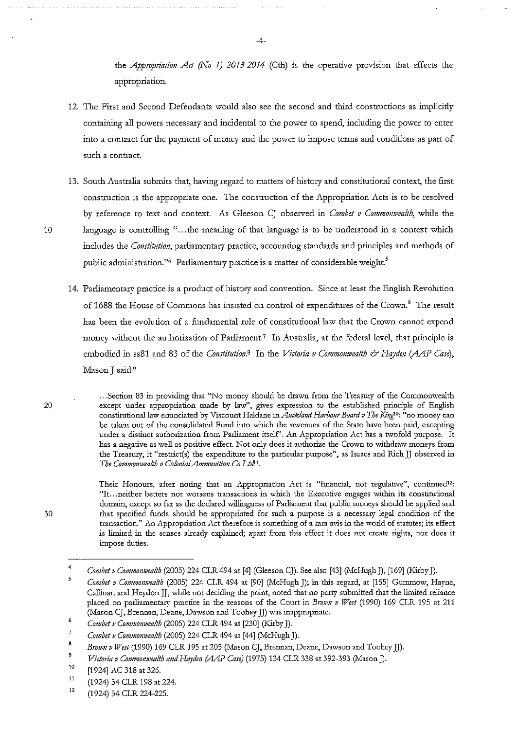the *Appropriation Act (No 1) 2013-2014* (Cth) is the operative provision that effects the appropriation.

12. The First and Second Defendants would also see the second and third constructions as implicitly containing all powers necessary and incidental to the power to spend, including the power to enter into a contract for the payment of money and the power to impose terms and conditions as part of such a contract.

13. South Australia submits that, having regard to matters of history and constitutional context, the first construction is the appropriate one. The construction of the Appropriation Acts is to be resolved by reference to text and context. As Gleeson CJ observed in *Combet v Commonwealth*, while the language is controlling "...the meaning of that language is to be understood in a context which includes the *Constitution*, parliamentary practice, accounting standards and principles and methods of public administration."[4] Parliamentary practice is a matter of considerable weight.[5]

14. Parliamentary practice is a product of history and convention. Since at least the English Revolution of 1688 the House of Commons has insisted on control of expenditures of the Crown.[6] The result has been the evolution of a fundamental rule of constitutional law that the Crown cannot expend money without the authorisation of Parliament.[7] In Australia, at the federal level, that principle is embodied in ss81 and 83 of the *Constitution*.[8] In the *Victoria v Commonwealth & Hayden (AAP Case)*, Mason J said:[9]

> ...Section 83 in providing that "No money should be drawn from the Treasury of the Commonwealth except under appropriation made by law", gives expression to the established principle of English constitutional law enunciated by Viscount Haldane in *Auckland Harbour Board v The King*[10]: "no money can be taken out of the consolidated Fund into which the revenues of the State have been paid, excepting under a distinct authorization from Parliament itself". An Appropriation Act has a twofold purpose. It has a negative as well as positive effect. Not only does it authorize the Crown to withdraw moneys from the Treasury, it "restrict(s) the expenditure to the particular purpose", as Isaacs and Rich JJ observed in *The Commonwealth v Colonial Ammunition Co Ltd*[11].
>
> Their Honours, after noting that an Appropriation Act is "financial, not regulative", continued[12]: "It...neither betters nor worsens transactions in which the Executive engages within its constitutional domain, except so far as the declared willingness of Parliament that public moneys should be applied and that specified funds should be appropriated for such a purpose is a necessary legal condition of the transaction." An Appropriation Act therefore is something of a rara avis in the world of statutes; its effect is limited in the senses already explained; apart from this effect it does not create rights, nor does it impose duties.

---

[4] *Combet v Commonwealth* (2005) 224 CLR 494 at [4] (Gleeson CJ). See also [43] (McHugh J), [169] (Kirby J).

[5] *Combet v Commonwealth* (2005) 224 CLR 494 at [90] (McHugh J); in this regard, at [155] Gummow, Hayne, Callinan and Heydon JJ, while not deciding the point, noted that no party submitted that the limited reliance placed on parliamentary practice in the reasons of the Court in *Brown v West* (1990) 169 CLR 195 at 211 (Mason CJ, Brennan, Deane, Dawson and Toohey JJ) was inappropriate.

[6] *Combet v Commonwealth* (2005) 224 CLR 494 at [230] (Kirby J).

[7] *Combet v Commonwealth* (2005) 224 CLR 494 at [44] (McHugh J).

[8] *Brown v West* (1990) 169 CLR 195 at 205 (Mason CJ, Brennan, Deane, Dawson and Toohey JJ).

[9] *Victoria v Commonwealth and Hayden (AAP Case)* (1975) 134 CLR 338 at 392-393 (Mason J).

[10] [1924] AC 318 at 326.

[11] (1924) 34 CLR 198 at 224.

[12] (1924) 34 CLR 224-225.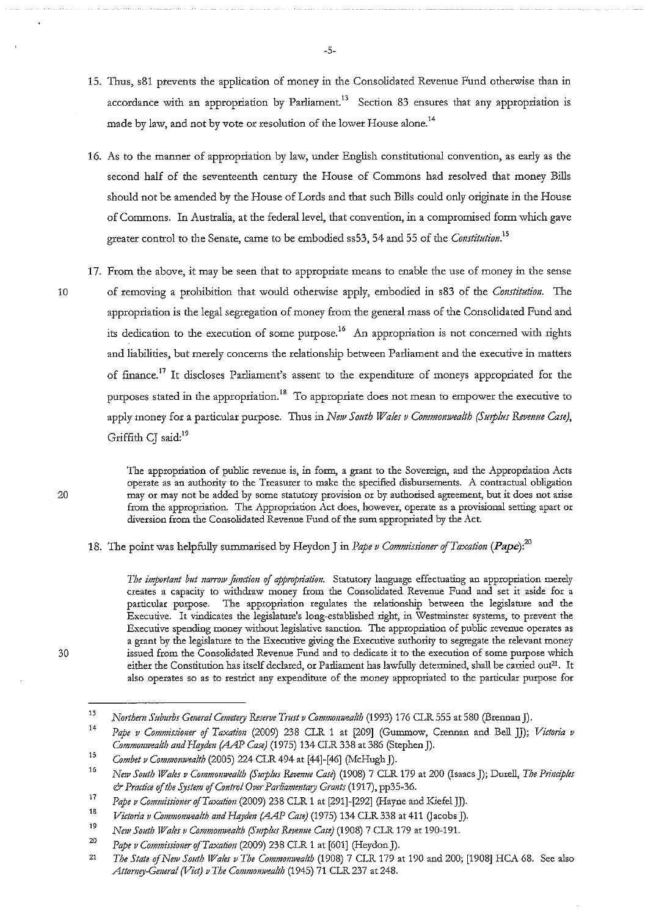15. Thus, s81 prevents the application of money in the Consolidated Revenue Fund otherwise than in accordance with an appropriation by Parliament.[13] Section 83 ensures that any appropriation is made by law, and not by vote or resolution of the lower House alone.[14]

16. As to the manner of appropriation by law, under English constitutional convention, as early as the second half of the seventeenth century the House of Commons had resolved that money Bills should not be amended by the House of Lords and that such Bills could only originate in the House of Commons. In Australia, at the federal level, that convention, in a compromised form which gave greater control to the Senate, came to be embodied ss53, 54 and 55 of the *Constitution*.[15]

17. From the above, it may be seen that to appropriate means to enable the use of money in the sense of removing a prohibition that would otherwise apply, embodied in s83 of the *Constitution*. The appropriation is the legal segregation of money from the general mass of the Consolidated Fund and its dedication to the execution of some purpose.[16] An appropriation is not concerned with rights and liabilities, but merely concerns the relationship between Parliament and the executive in matters of finance.[17] It discloses Parliament's assent to the expenditure of moneys appropriated for the purposes stated in the appropriation.[18] To appropriate does not mean to empower the executive to apply money for a particular purpose. Thus in *New South Wales v Commonwealth (Surplus Revenue Case)*, Griffith CJ said:[19]

> The appropriation of public revenue is, in form, a grant to the Sovereign, and the Appropriation Acts operate as an authority to the Treasurer to make the specified disbursements. A contractual obligation may or may not be added by some statutory provision or by authorised agreement, but it does not arise from the appropriation. The Appropriation Act does, however, operate as a provisional setting apart or diversion from the Consolidated Revenue Fund of the sum appropriated by the Act.

18. The point was helpfully summarised by Heydon J in *Pape v Commissioner of Taxation* (***Pape***):[20]

> *The important but narrow function of appropriation.* Statutory language effectuating an appropriation merely creates a capacity to withdraw money from the Consolidated Revenue Fund and set it aside for a particular purpose. The appropriation regulates the relationship between the legislature and the Executive. It vindicates the legislature's long-established right, in Westminster systems, to prevent the Executive spending money without legislative sanction. The appropriation of public revenue operates as a grant by the legislature to the Executive giving the Executive authority to segregate the relevant money issued from the Consolidated Revenue Fund and to dedicate it to the execution of some purpose which either the Constitution has itself declared, or Parliament has lawfully determined, shall be carried out[21]. It also operates so as to restrict any expenditure of the money appropriated to the particular purpose for

---

[13] *Northern Suburbs General Cemetery Reserve Trust v Commonwealth* (1993) 176 CLR 555 at 580 (Brennan J).

[14] *Pape v Commissioner of Taxation* (2009) 238 CLR 1 at [209] (Gummow, Crennan and Bell JJ); *Victoria v Commonwealth and Hayden (AAP Case)* (1975) 134 CLR 338 at 386 (Stephen J).

[15] *Combet v Commonwealth* (2005) 224 CLR 494 at [44]-[46] (McHugh J).

[16] *New South Wales v Commonwealth (Surplus Revenue Case)* (1908) 7 CLR 179 at 200 (Isaacs J); Durell, *The Principles & Practice of the System of Control Over Parliamentary Grants* (1917), pp35-36.

[17] *Pape v Commissioner of Taxation* (2009) 238 CLR 1 at [291]-[292] (Hayne and Kiefel JJ).

[18] *Victoria v Commonwealth and Hayden (AAP Case)* (1975) 134 CLR 338 at 411 (Jacobs J).

[19] *New South Wales v Commonwealth (Surplus Revenue Case)* (1908) 7 CLR 179 at 190-191.

[20] *Pape v Commissioner of Taxation* (2009) 238 CLR 1 at [601] (Heydon J).

[21] *The State of New South Wales v The Commonwealth* (1908) 7 CLR 179 at 190 and 200; [1908] HCA 68. See also *Attorney-General (Vict) v The Commonwealth* (1945) 71 CLR 237 at 248.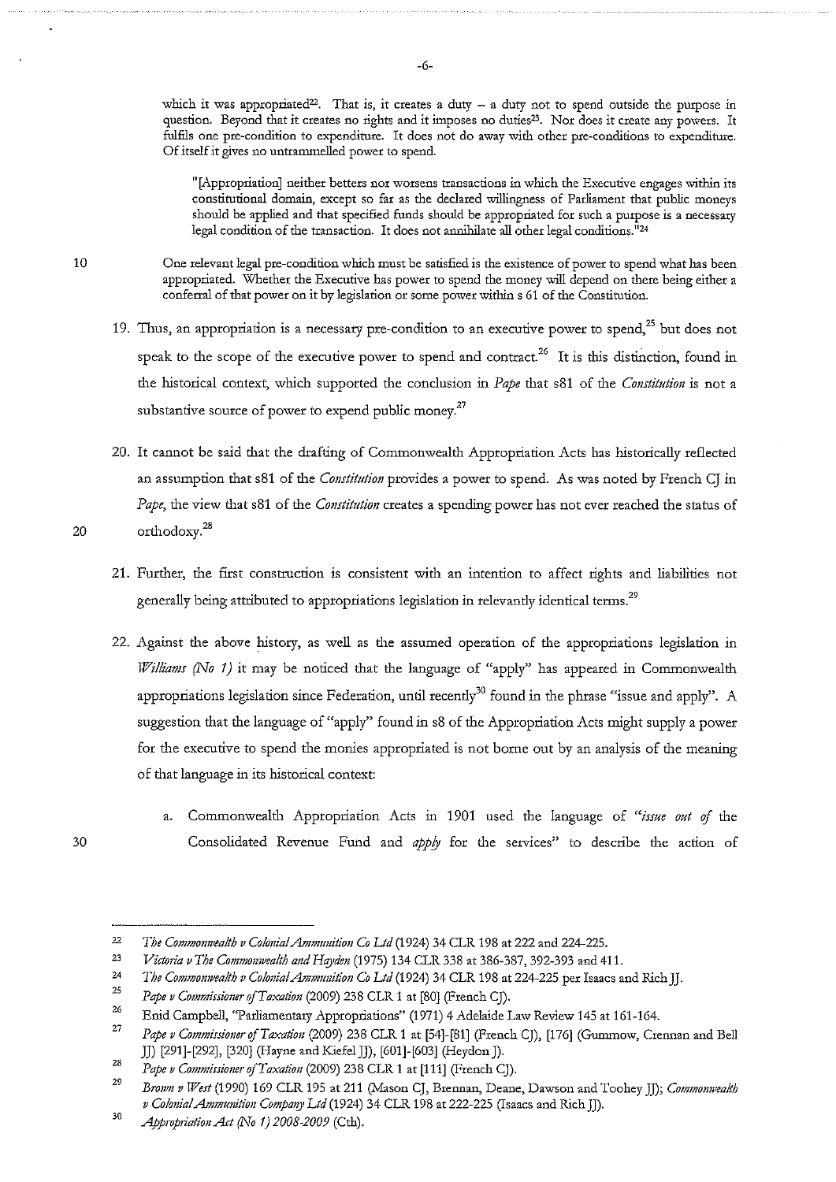which it was appropriated[22]. That is, it creates a duty – a duty not to spend outside the purpose in question. Beyond that it creates no rights and it imposes no duties[23]. Nor does it create any powers. It fulfils one pre-condition to expenditure. It does not do away with other pre-conditions to expenditure. Of itself it gives no untrammelled power to spend.

> "[Appropriation] neither betters nor worsens transactions in which the Executive engages within its constitutional domain, except so far as the declared willingness of Parliament that public moneys should be applied and that specified funds should be appropriated for such a purpose is a necessary legal condition of the transaction. It does not annihilate all other legal conditions."[24]

One relevant legal pre-condition which must be satisfied is the existence of power to spend what has been appropriated. Whether the Executive has power to spend the money will depend on there being either a conferral of that power on it by legislation or some power within s 61 of the Constitution.

19. Thus, an appropriation is a necessary pre-condition to an executive power to spend,[25] but does not speak to the scope of the executive power to spend and contract.[26] It is this distinction, found in the historical context, which supported the conclusion in *Pape* that s81 of the *Constitution* is not a substantive source of power to expend public money.[27]

20. It cannot be said that the drafting of Commonwealth Appropriation Acts has historically reflected an assumption that s81 of the *Constitution* provides a power to spend. As was noted by French CJ in *Pape*, the view that s81 of the *Constitution* creates a spending power has not ever reached the status of orthodoxy.[28]

21. Further, the first construction is consistent with an intention to affect rights and liabilities not generally being attributed to appropriations legislation in relevantly identical terms.[29]

22. Against the above history, as well as the assumed operation of the appropriations legislation in *Williams (No 1)* it may be noticed that the language of "apply" has appeared in Commonwealth appropriations legislation since Federation, until recently[30] found in the phrase "issue and apply". A suggestion that the language of "apply" found in s8 of the Appropriation Acts might supply a power for the executive to spend the monies appropriated is not borne out by an analysis of the meaning of that language in its historical context:

    a. Commonwealth Appropriation Acts in 1901 used the language of "*issue out of* the Consolidated Revenue Fund and *apply* for the services" to describe the action of

---

[22] *The Commonwealth v Colonial Ammunition Co Ltd* (1924) 34 CLR 198 at 222 and 224-225.

[23] *Victoria v The Commonwealth and Hayden* (1975) 134 CLR 338 at 386-387, 392-393 and 411.

[24] *The Commonwealth v Colonial Ammunition Co Ltd* (1924) 34 CLR 198 at 224-225 per Isaacs and Rich JJ.

[25] *Pape v Commissioner of Taxation* (2009) 238 CLR 1 at [80] (French CJ).

[26] Enid Campbell, "Parliamentary Appropriations" (1971) 4 Adelaide Law Review 145 at 161-164.

[27] *Pape v Commissioner of Taxation* (2009) 238 CLR 1 at [54]-[81] (French CJ), [176] (Gummow, Crennan and Bell JJ) [291]-[292], [320] (Hayne and Kiefel JJ), [601]-[603] (Heydon J).

[28] *Pape v Commissioner of Taxation* (2009) 238 CLR 1 at [111] (French CJ).

[29] *Brown v West* (1990) 169 CLR 195 at 211 (Mason CJ, Brennan, Deane, Dawson and Toohey JJ); *Commonwealth v Colonial Ammunition Company Ltd* (1924) 34 CLR 198 at 222-225 (Isaacs and Rich JJ).

[30] *Appropriation Act (No 1) 2008-2009* (Cth).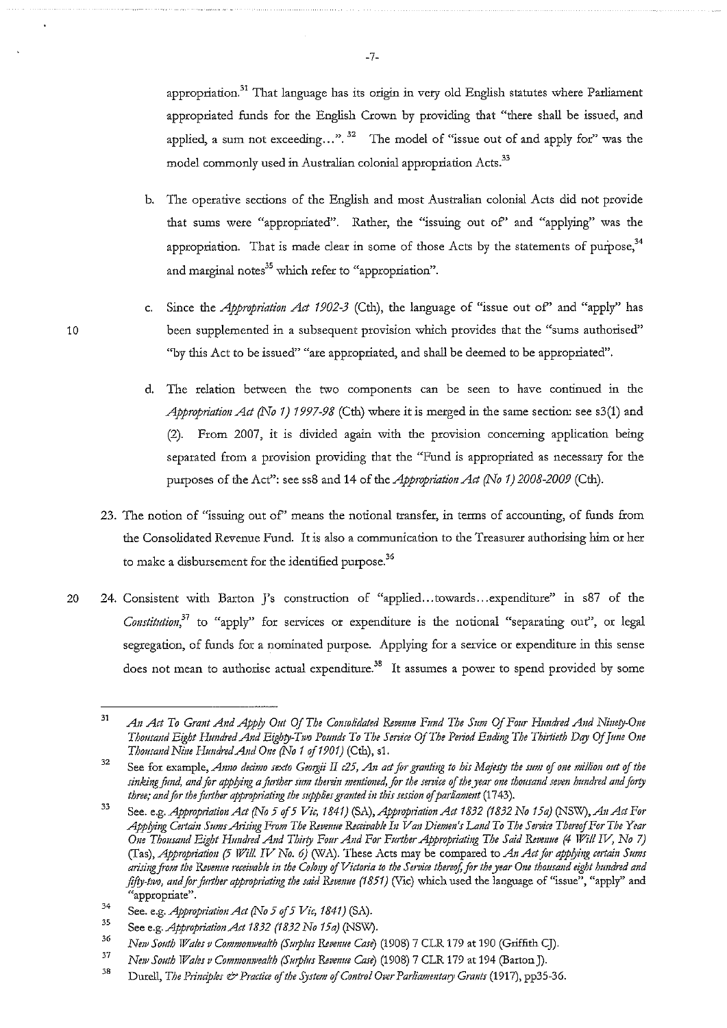appropriation.[31] That language has its origin in very old English statutes where Parliament appropriated funds for the English Crown by providing that "there shall be issued, and applied, a sum not exceeding…".[32] The model of "issue out of and apply for" was the model commonly used in Australian colonial appropriation Acts.[33]

b. The operative sections of the English and most Australian colonial Acts did not provide that sums were "appropriated". Rather, the "issuing out of" and "applying" was the appropriation. That is made clear in some of those Acts by the statements of purpose,[34] and marginal notes[35] which refer to "appropriation".

c. Since the *Appropriation Act 1902-3* (Cth), the language of "issue out of" and "apply" has been supplemented in a subsequent provision which provides that the "sums authorised" "by this Act to be issued" "are appropriated, and shall be deemed to be appropriated".

d. The relation between the two components can be seen to have continued in the *Appropriation Act (No 1) 1997-98* (Cth) where it is merged in the same section: see s3(1) and (2). From 2007, it is divided again with the provision concerning application being separated from a provision providing that the "Fund is appropriated as necessary for the purposes of the Act": see ss8 and 14 of the *Appropriation Act (No 1) 2008-2009* (Cth).

23. The notion of "issuing out of" means the notional transfer, in terms of accounting, of funds from the Consolidated Revenue Fund. It is also a communication to the Treasurer authorising him or her to make a disbursement for the identified purpose.[36]

24. Consistent with Barton J's construction of "applied…towards…expenditure" in s87 of the *Constitution*,[37] to "apply" for services or expenditure is the notional "separating out", or legal segregation, of funds for a nominated purpose. Applying for a service or expenditure in this sense does not mean to authorise actual expenditure.[38] It assumes a power to spend provided by some

---

[31] *An Act To Grant And Apply Out Of The Consolidated Revenue Fund The Sum Of Four Hundred And Ninety-One Thousand Eight Hundred And Eighty-Two Pounds To The Service Of The Period Ending The Thirtieth Day Of June One Thousand Nine Hundred And One (No 1 of 1901)* (Cth), s1.

[32] See for example, *Anno decimo sexto Georgii II c25, An act for granting to his Majesty the sum of one million out of the sinking fund, and for applying a further sum therein mentioned, for the service of the year one thousand seven hundred and forty three; and for the further appropriating the supplies granted in this session of parliament* (1743).

[33] See. e.g. *Appropriation Act (No 5 of 5 Vic, 1841)* (SA), *Appropriation Act 1832 (1832 No 15a)* (NSW), *An Act For Applying Certain Sums Arising From The Revenue Receivable In Van Diemen's Land To The Service Thereof For The Year One Thousand Eight Hundred And Thirty Four And For Further Appropriating The Said Revenue (4 Will IV, No 7)* (Tas), *Appropriation (5 Will. IV No. 6)* (WA). These Acts may be compared to *An Act for applying certain Sums arising from the Revenue receivable in the Colony of Victoria to the Service thereof, for the year One thousand eight hundred and fifty-two, and for further appropriating the said Revenue (1851)* (Vic) which used the language of "issue", "apply" and "appropriate".

[34] See. e.g. *Appropriation Act (No 5 of 5 Vic, 1841)* (SA).

[35] See e.g. *Appropriation Act 1832 (1832 No 15a)* (NSW).

[36] *New South Wales v Commonwealth (Surplus Revenue Case)* (1908) 7 CLR 179 at 190 (Griffith CJ).

[37] *New South Wales v Commonwealth (Surplus Revenue Case)* (1908) 7 CLR 179 at 194 (Barton J).

[38] Durell, *The Principles & Practice of the System of Control Over Parliamentary Grants* (1917), pp35-36.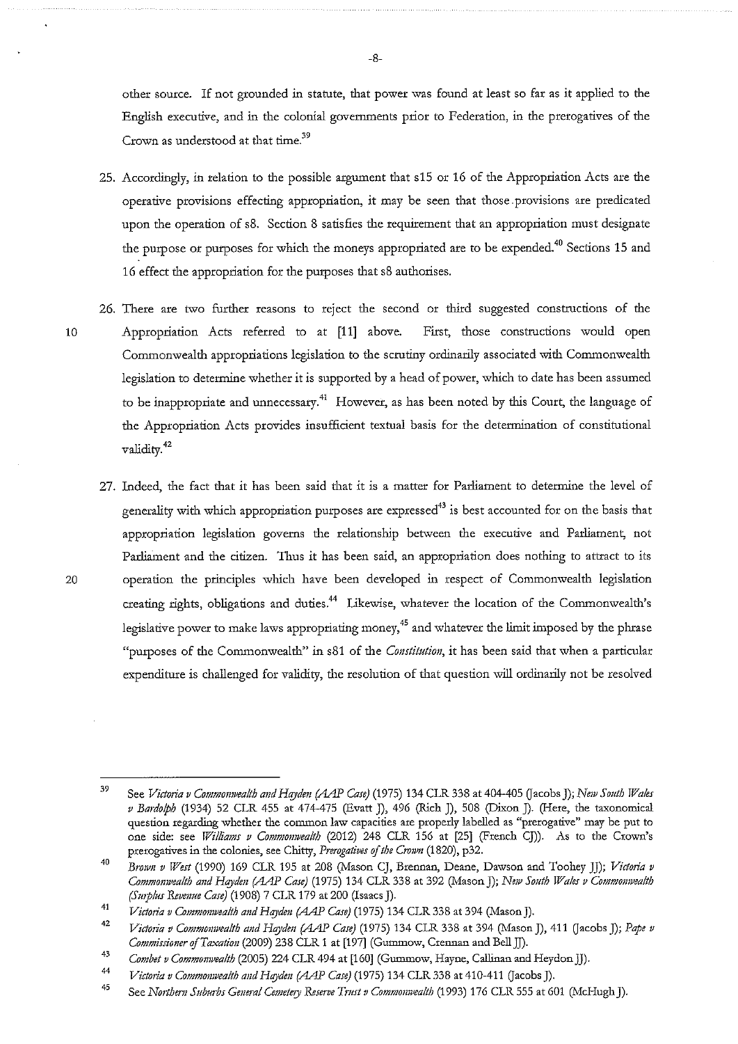other source. If not grounded in statute, that power was found at least so far as it applied to the English executive, and in the colonial governments prior to Federation, in the prerogatives of the Crown as understood at that time.[39]

25. Accordingly, in relation to the possible argument that s15 or 16 of the Appropriation Acts are the operative provisions effecting appropriation, it may be seen that those provisions are predicated upon the operation of s8. Section 8 satisfies the requirement that an appropriation must designate the purpose or purposes for which the moneys appropriated are to be expended.[40] Sections 15 and 16 effect the appropriation for the purposes that s8 authorises.

26. There are two further reasons to reject the second or third suggested constructions of the Appropriation Acts referred to at [11] above. First, those constructions would open Commonwealth appropriations legislation to the scrutiny ordinarily associated with Commonwealth legislation to determine whether it is supported by a head of power, which to date has been assumed to be inappropriate and unnecessary.[41] However, as has been noted by this Court, the language of the Appropriation Acts provides insufficient textual basis for the determination of constitutional validity.[42]

27. Indeed, the fact that it has been said that it is a matter for Parliament to determine the level of generality with which appropriation purposes are expressed[43] is best accounted for on the basis that appropriation legislation governs the relationship between the executive and Parliament, not Parliament and the citizen. Thus it has been said, an appropriation does nothing to attract to its operation the principles which have been developed in respect of Commonwealth legislation creating rights, obligations and duties.[44] Likewise, whatever the location of the Commonwealth's legislative power to make laws appropriating money,[45] and whatever the limit imposed by the phrase "purposes of the Commonwealth" in s81 of the *Constitution*, it has been said that when a particular expenditure is challenged for validity, the resolution of that question will ordinarily not be resolved

---

39 See *Victoria v Commonwealth and Hayden (AAP Case)* (1975) 134 CLR 338 at 404-405 (Jacobs J); *New South Wales v Bardolph* (1934) 52 CLR 455 at 474-475 (Evatt J), 496 (Rich J), 508 (Dixon J). (Here, the taxonomical question regarding whether the common law capacities are properly labelled as "prerogative" may be put to one side: see *Williams v Commonwealth* (2012) 248 CLR 156 at [25] (French CJ)). As to the Crown's prerogatives in the colonies, see Chitty, *Prerogatives of the Crown* (1820), p32.

40 *Brown v West* (1990) 169 CLR 195 at 208 (Mason CJ, Brennan, Deane, Dawson and Toohey JJ); *Victoria v Commonwealth and Hayden (AAP Case)* (1975) 134 CLR 338 at 392 (Mason J); *New South Wales v Commonwealth (Surplus Revenue Case)* (1908) 7 CLR 179 at 200 (Isaacs J).

41 *Victoria v Commonwealth and Hayden (AAP Case)* (1975) 134 CLR 338 at 394 (Mason J).

42 *Victoria v Commonwealth and Hayden (AAP Case)* (1975) 134 CLR 338 at 394 (Mason J), 411 (Jacobs J); *Pape v Commissioner of Taxation* (2009) 238 CLR 1 at [197] (Gummow, Crennan and Bell JJ).

43 *Combet v Commonwealth* (2005) 224 CLR 494 at [160] (Gummow, Hayne, Callinan and Heydon JJ).

44 *Victoria v Commonwealth and Hayden (AAP Case)* (1975) 134 CLR 338 at 410-411 (Jacobs J).

45 See *Northern Suburbs General Cemetery Reserve Trust v Commonwealth* (1993) 176 CLR 555 at 601 (McHugh J).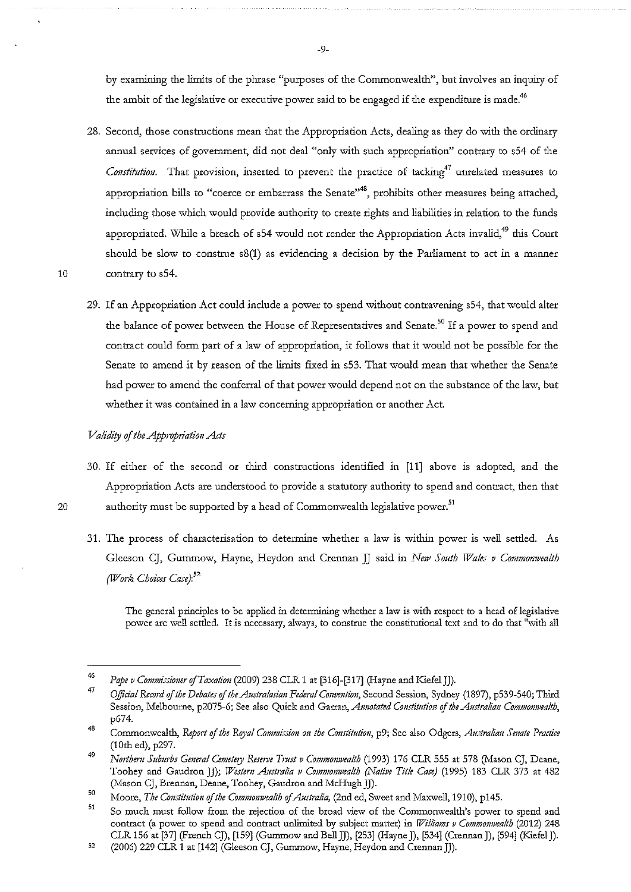by examining the limits of the phrase "purposes of the Commonwealth", but involves an inquiry of the ambit of the legislative or executive power said to be engaged if the expenditure is made.[46]

28. Second, those constructions mean that the Appropriation Acts, dealing as they do with the ordinary annual services of government, did not deal "only with such appropriation" contrary to s54 of the *Constitution*. That provision, inserted to prevent the practice of tacking[47] unrelated measures to appropriation bills to "coerce or embarrass the Senate"[48], prohibits other measures being attached, including those which would provide authority to create rights and liabilities in relation to the funds appropriated. While a breach of s54 would not render the Appropriation Acts invalid,[49] this Court should be slow to construe s8(1) as evidencing a decision by the Parliament to act in a manner contrary to s54.

29. If an Appropriation Act could include a power to spend without contravening s54, that would alter the balance of power between the House of Representatives and Senate.[50] If a power to spend and contract could form part of a law of appropriation, it follows that it would not be possible for the Senate to amend it by reason of the limits fixed in s53. That would mean that whether the Senate had power to amend the conferral of that power would depend not on the substance of the law, but whether it was contained in a law concerning appropriation or another Act.

*Validity of the Appropriation Acts*

30. If either of the second or third constructions identified in [11] above is adopted, and the Appropriation Acts are understood to provide a statutory authority to spend and contract, then that authority must be supported by a head of Commonwealth legislative power.[51]

31. The process of characterisation to determine whether a law is within power is well settled. As Gleeson CJ, Gummow, Hayne, Heydon and Crennan JJ said in *New South Wales v Commonwealth (Work Choices Case)*:[52]

> The general principles to be applied in determining whether a law is with respect to a head of legislative power are well settled. It is necessary, always, to construe the constitutional text and to do that "with all

---

[46] *Pape v Commissioner of Taxation* (2009) 238 CLR 1 at [316]-[317] (Hayne and Kiefel JJ).

[47] *Official Record of the Debates of the Australasian Federal Convention*, Second Session, Sydney (1897), p539-540; Third Session, Melbourne, p2075-6; See also Quick and Garran, *Annotated Constitution of the Australian Commonwealth*, p674.

[48] Commonwealth, *Report of the Royal Commission on the Constitution*, p9; See also Odgers, *Australian Senate Practice* (10th ed), p297.

[49] *Northern Suburbs General Cemetery Reserve Trust v Commonwealth* (1993) 176 CLR 555 at 578 (Mason CJ, Deane, Toohey and Gaudron JJ); *Western Australia v Commonwealth (Native Title Case)* (1995) 183 CLR 373 at 482 (Mason CJ, Brennan, Deane, Toohey, Gaudron and McHugh JJ).

[50] Moore, *The Constitution of the Commonwealth of Australia*, (2nd ed, Sweet and Maxwell, 1910), p145.

[51] So much must follow from the rejection of the broad view of the Commonwealth's power to spend and contract (a power to spend and contract unlimited by subject matter) in *Williams v Commonwealth* (2012) 248 CLR 156 at [37] (French CJ), [159] (Gummow and Bell JJ), [253] (Hayne J), [534] (Crennan J), [594] (Kiefel J).

[52] (2006) 229 CLR 1 at [142] (Gleeson CJ, Gummow, Hayne, Heydon and Crennan JJ).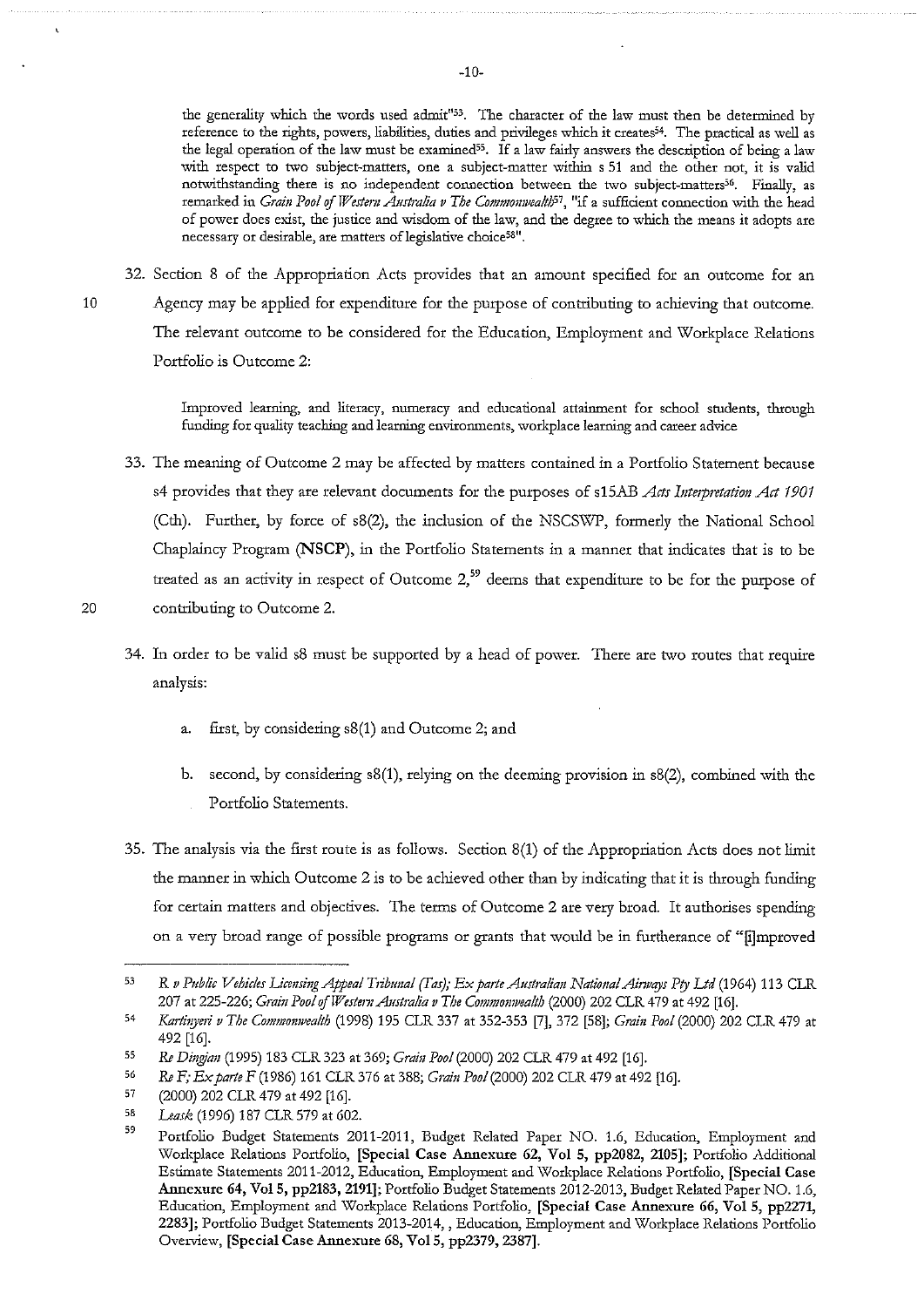the generality which the words used admit"[53]. The character of the law must then be determined by reference to the rights, powers, liabilities, duties and privileges which it creates[54]. The practical as well as the legal operation of the law must be examined[55]. If a law fairly answers the description of being a law with respect to two subject-matters, one a subject-matter within s 51 and the other not, it is valid notwithstanding there is no independent connection between the two subject-matters[56]. Finally, as remarked in *Grain Pool of Western Australia v The Commonwealth*[57], "if a sufficient connection with the head of power does exist, the justice and wisdom of the law, and the degree to which the means it adopts are necessary or desirable, are matters of legislative choice[58]".

32. Section 8 of the Appropriation Acts provides that an amount specified for an outcome for an Agency may be applied for expenditure for the purpose of contributing to achieving that outcome. The relevant outcome to be considered for the Education, Employment and Workplace Relations Portfolio is Outcome 2:

> Improved learning, and literacy, numeracy and educational attainment for school students, through funding for quality teaching and learning environments, workplace learning and career advice

33. The meaning of Outcome 2 may be affected by matters contained in a Portfolio Statement because s4 provides that they are relevant documents for the purposes of s15AB *Acts Interpretation Act 1901* (Cth). Further, by force of s8(2), the inclusion of the NSCSWP, formerly the National School Chaplaincy Program (**NSCP**), in the Portfolio Statements in a manner that indicates that is to be treated as an activity in respect of Outcome 2,[59] deems that expenditure to be for the purpose of contributing to Outcome 2.

34. In order to be valid s8 must be supported by a head of power. There are two routes that require analysis:

    a. first, by considering s8(1) and Outcome 2; and

    b. second, by considering s8(1), relying on the deeming provision in s8(2), combined with the Portfolio Statements.

35. The analysis via the first route is as follows. Section 8(1) of the Appropriation Acts does not limit the manner in which Outcome 2 is to be achieved other than by indicating that it is through funding for certain matters and objectives. The terms of Outcome 2 are very broad. It authorises spending on a very broad range of possible programs or grants that would be in furtherance of "[i]mproved

---

[53] *R v Public Vehicles Licensing Appeal Tribunal (Tas); Ex parte Australian National Airways Pty Ltd* (1964) 113 CLR 207 at 225-226; *Grain Pool of Western Australia v The Commonwealth* (2000) 202 CLR 479 at 492 [16].

[54] *Kartinyeri v The Commonwealth* (1998) 195 CLR 337 at 352-353 [7], 372 [58]; *Grain Pool* (2000) 202 CLR 479 at 492 [16].

[55] *Re Dingjan* (1995) 183 CLR 323 at 369; *Grain Pool* (2000) 202 CLR 479 at 492 [16].

[56] *Re F; Ex parte F* (1986) 161 CLR 376 at 388; *Grain Pool* (2000) 202 CLR 479 at 492 [16].

[57] (2000) 202 CLR 479 at 492 [16].

[58] *Leask* (1996) 187 CLR 579 at 602.

[59] Portfolio Budget Statements 2011-2011, Budget Related Paper NO. 1.6, Education, Employment and Workplace Relations Portfolio, **[Special Case Annexure 62, Vol 5, pp2082, 2105]**; Portfolio Additional Estimate Statements 2011-2012, Education, Employment and Workplace Relations Portfolio, **[Special Case Annexure 64, Vol 5, pp2183, 2191]**; Portfolio Budget Statements 2012-2013, Budget Related Paper NO. 1.6, Education, Employment and Workplace Relations Portfolio, **[Special Case Annexure 66, Vol 5, pp2271, 2283]**; Portfolio Budget Statements 2013-2014, , Education, Employment and Workplace Relations Portfolio Overview, **[Special Case Annexure 68, Vol 5, pp2379, 2387]**.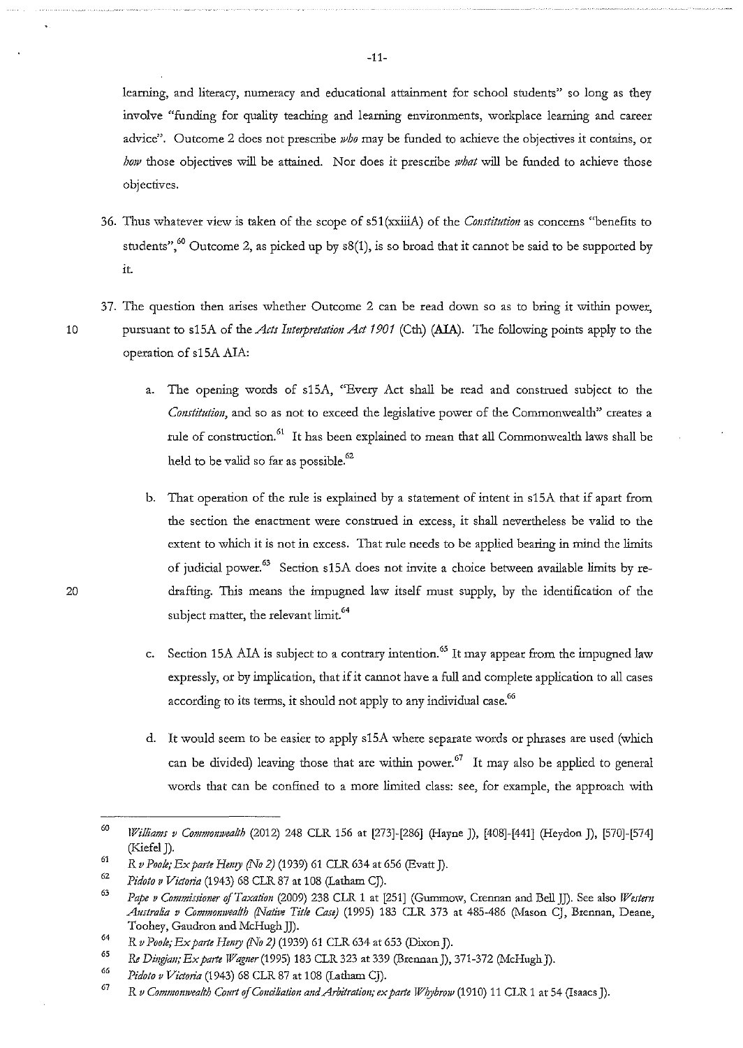learning, and literacy, numeracy and educational attainment for school students" so long as they involve "funding for quality teaching and learning environments, workplace learning and career advice". Outcome 2 does not prescribe *who* may be funded to achieve the objectives it contains, or *how* those objectives will be attained. Nor does it prescribe *what* will be funded to achieve those objectives.

36. Thus whatever view is taken of the scope of s51(xxiiiA) of the *Constitution* as concerns "benefits to students",[60] Outcome 2, as picked up by s8(1), is so broad that it cannot be said to be supported by it.

37. The question then arises whether Outcome 2 can be read down so as to bring it within power, pursuant to s15A of the *Acts Interpretation Act 1901* (Cth) (**AIA**). The following points apply to the operation of s15A AIA:

    a. The opening words of s15A, "Every Act shall be read and construed subject to the *Constitution*, and so as not to exceed the legislative power of the Commonwealth" creates a rule of construction.[61] It has been explained to mean that all Commonwealth laws shall be held to be valid so far as possible.[62]

    b. That operation of the rule is explained by a statement of intent in s15A that if apart from the section the enactment were construed in excess, it shall nevertheless be valid to the extent to which it is not in excess. That rule needs to be applied bearing in mind the limits of judicial power.[63] Section s15A does not invite a choice between available limits by re-drafting. This means the impugned law itself must supply, by the identification of the subject matter, the relevant limit.[64]

    c. Section 15A AIA is subject to a contrary intention.[65] It may appear from the impugned law expressly, or by implication, that if it cannot have a full and complete application to all cases according to its terms, it should not apply to any individual case.[66]

    d. It would seem to be easier to apply s15A where separate words or phrases are used (which can be divided) leaving those that are within power.[67] It may also be applied to general words that can be confined to a more limited class: see, for example, the approach with

---

[60] *Williams v Commonwealth* (2012) 248 CLR 156 at [273]-[286] (Hayne J), [408]-[441] (Heydon J), [570]-[574] (Kiefel J).

[61] *R v Poole; Ex parte Henry (No 2)* (1939) 61 CLR 634 at 656 (Evatt J).

[62] *Pidoto v Victoria* (1943) 68 CLR 87 at 108 (Latham CJ).

[63] *Pape v Commissioner of Taxation* (2009) 238 CLR 1 at [251] (Gummow, Crennan and Bell JJ). See also *Western Australia v Commonwealth (Native Title Case)* (1995) 183 CLR 373 at 485-486 (Mason CJ, Brennan, Deane, Toohey, Gaudron and McHugh JJ).

[64] *R v Poole; Ex parte Henry (No 2)* (1939) 61 CLR 634 at 653 (Dixon J).

[65] *Re Dingjan; Ex parte Wagner* (1995) 183 CLR 323 at 339 (Brennan J), 371-372 (McHugh J).

[66] *Pidoto v Victoria* (1943) 68 CLR 87 at 108 (Latham CJ).

[67] *R v Commonwealth Court of Conciliation and Arbitration; ex parte Whybrow* (1910) 11 CLR 1 at 54 (Isaacs J).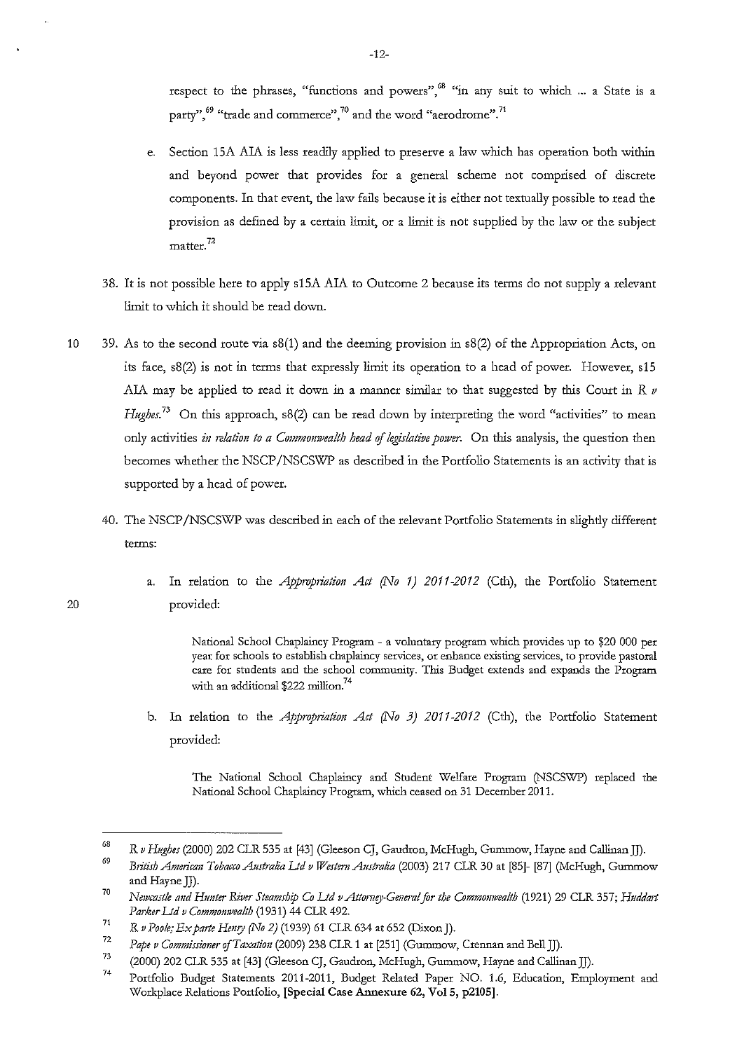respect to the phrases, "functions and powers",[68] "in any suit to which ... a State is a party",[69] "trade and commerce",[70] and the word "aerodrome".[71]

e. Section 15A AIA is less readily applied to preserve a law which has operation both within and beyond power that provides for a general scheme not comprised of discrete components. In that event, the law fails because it is either not textually possible to read the provision as defined by a certain limit, or a limit is not supplied by the law or the subject matter.[72]

38. It is not possible here to apply s15A AIA to Outcome 2 because its terms do not supply a relevant limit to which it should be read down.

39. As to the second route via s8(1) and the deeming provision in s8(2) of the Appropriation Acts, on its face, s8(2) is not in terms that expressly limit its operation to a head of power. However, s15 AIA may be applied to read it down in a manner similar to that suggested by this Court in *R v Hughes*.[73] On this approach, s8(2) can be read down by interpreting the word "activities" to mean only activities *in relation to a Commonwealth head of legislative power*. On this analysis, the question then becomes whether the NSCP/NSCSWP as described in the Portfolio Statements is an activity that is supported by a head of power.

40. The NSCP/NSCSWP was described in each of the relevant Portfolio Statements in slightly different terms:

a. In relation to the *Appropriation Act (No 1) 2011-2012* (Cth), the Portfolio Statement provided:

> National School Chaplaincy Program - a voluntary program which provides up to $20 000 per year for schools to establish chaplaincy services, or enhance existing services, to provide pastoral care for students and the school community. This Budget extends and expands the Program with an additional $222 million.[74]

b. In relation to the *Appropriation Act (No 3) 2011-2012* (Cth), the Portfolio Statement provided:

> The National School Chaplaincy and Student Welfare Program (NSCSWP) replaced the National School Chaplaincy Program, which ceased on 31 December 2011.

---

[68] *R v Hughes* (2000) 202 CLR 535 at [43] (Gleeson CJ, Gaudron, McHugh, Gummow, Hayne and Callinan JJ).

[69] *British American Tobacco Australia Ltd v Western Australia* (2003) 217 CLR 30 at [85]- [87] (McHugh, Gummow and Hayne JJ).

[70] *Newcastle and Hunter River Steamship Co Ltd v Attorney-General for the Commonwealth* (1921) 29 CLR 357; *Huddart Parker Ltd v Commonwealth* (1931) 44 CLR 492.

[71] *R v Poole; Ex parte Henry (No 2)* (1939) 61 CLR 634 at 652 (Dixon J).

[72] *Pape v Commissioner of Taxation* (2009) 238 CLR 1 at [251] (Gummow, Crennan and Bell JJ).

[73] (2000) 202 CLR 535 at [43] (Gleeson CJ, Gaudron, McHugh, Gummow, Hayne and Callinan JJ).

[74] Portfolio Budget Statements 2011-2011, Budget Related Paper NO. 1.6, Education, Employment and Workplace Relations Portfolio, **[Special Case Annexure 62, Vol 5, p2105]**.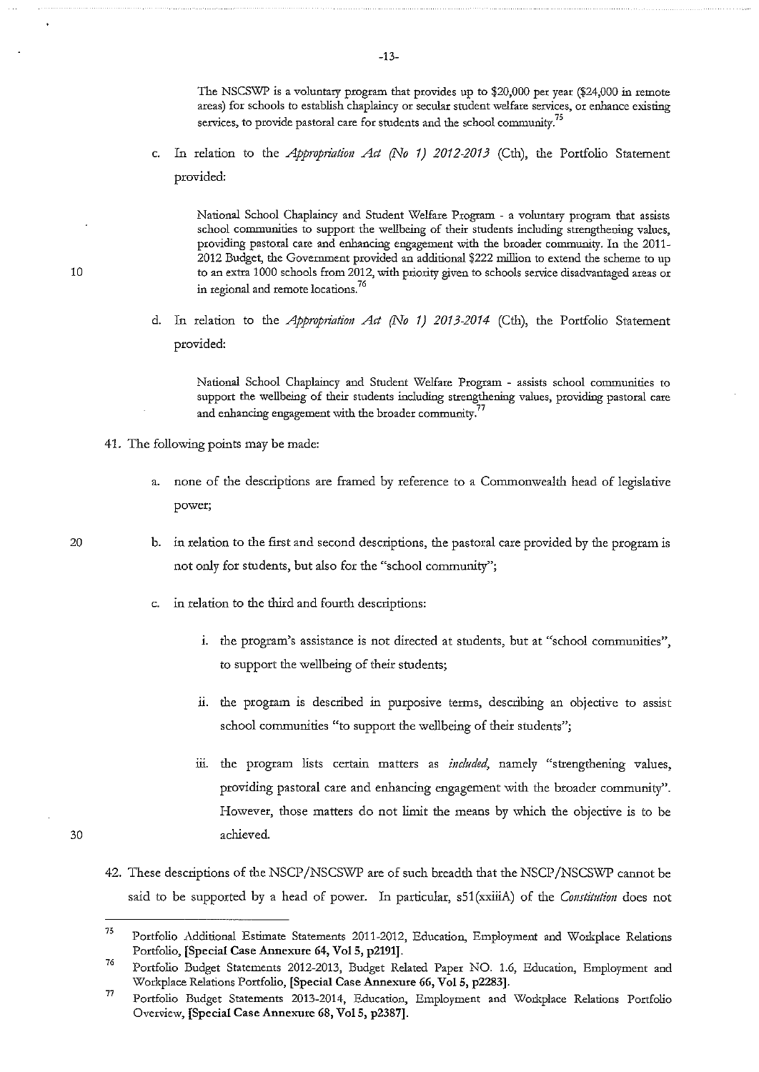> The NSCSWP is a voluntary program that provides up to $20,000 per year ($24,000 in remote areas) for schools to establish chaplaincy or secular student welfare services, or enhance existing services, to provide pastoral care for students and the school community.[75]

c. In relation to the *Appropriation Act (No 1) 2012-2013* (Cth), the Portfolio Statement provided:

> National School Chaplaincy and Student Welfare Program - a voluntary program that assists school communities to support the wellbeing of their students including strengthening values, providing pastoral care and enhancing engagement with the broader community. In the 2011-2012 Budget, the Government provided an additional $222 million to extend the scheme to up to an extra 1000 schools from 2012, with priority given to schools service disadvantaged areas or in regional and remote locations.[76]

d. In relation to the *Appropriation Act (No 1) 2013-2014* (Cth), the Portfolio Statement provided:

> National School Chaplaincy and Student Welfare Program - assists school communities to support the wellbeing of their students including strengthening values, providing pastoral care and enhancing engagement with the broader community.[77]

41. The following points may be made:

    a. none of the descriptions are framed by reference to a Commonwealth head of legislative power;

    b. in relation to the first and second descriptions, the pastoral care provided by the program is not only for students, but also for the "school community";

    c. in relation to the third and fourth descriptions:

       i. the program's assistance is not directed at students, but at "school communities", to support the wellbeing of their students;

       ii. the program is described in purposive terms, describing an objective to assist school communities "to support the wellbeing of their students";

       iii. the program lists certain matters as *included*, namely "strengthening values, providing pastoral care and enhancing engagement with the broader community". However, those matters do not limit the means by which the objective is to be achieved.

42. These descriptions of the NSCP/NSCSWP are of such breadth that the NSCP/NSCSWP cannot be said to be supported by a head of power. In particular, s51(xxiiiA) of the *Constitution* does not

---

[75] Portfolio Additional Estimate Statements 2011-2012, Education, Employment and Workplace Relations Portfolio, **[Special Case Annexure 64, Vol 5, p2191]**.

[76] Portfolio Budget Statements 2012-2013, Budget Related Paper NO. 1.6, Education, Employment and Workplace Relations Portfolio, **[Special Case Annexure 66, Vol 5, p2283]**.

[77] Portfolio Budget Statements 2013-2014, Education, Employment and Workplace Relations Portfolio Overview, **[Special Case Annexure 68, Vol 5, p2387]**.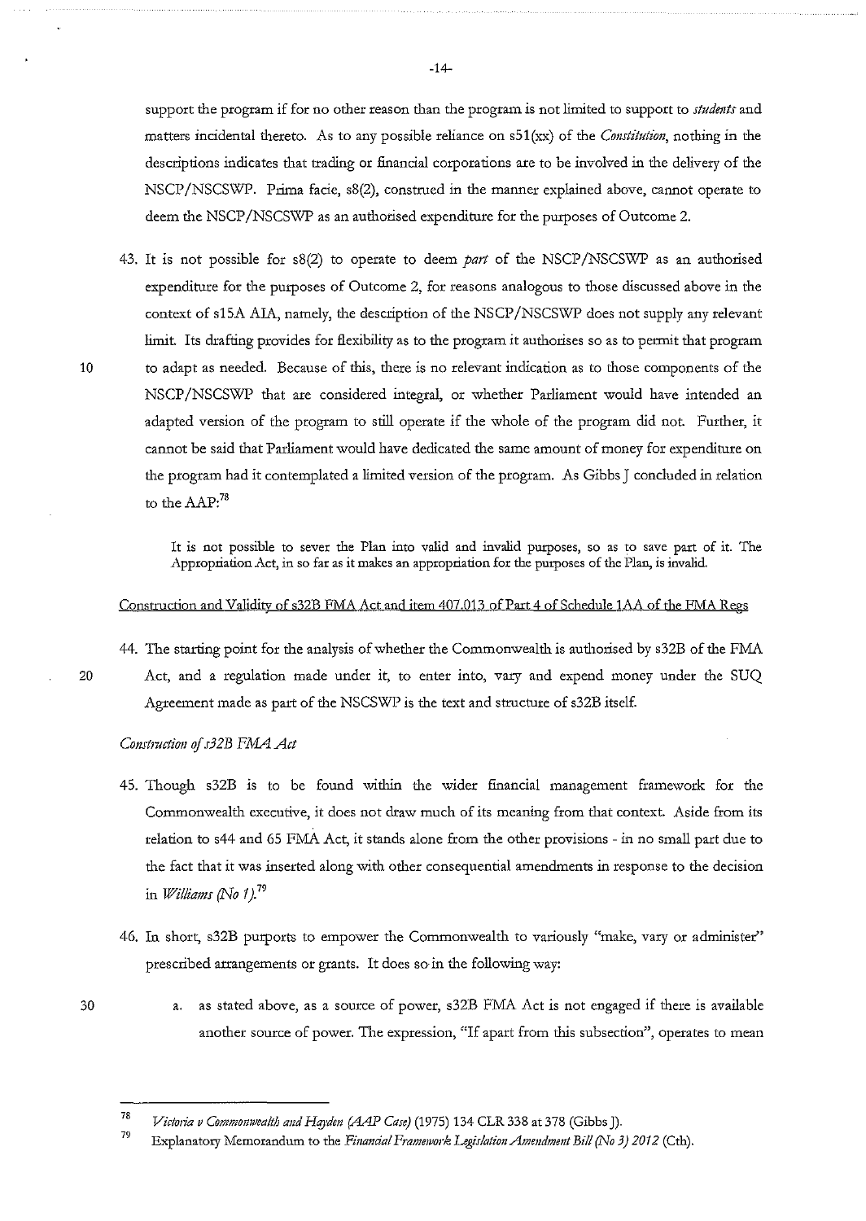support the program if for no other reason than the program is not limited to support to *students* and matters incidental thereto. As to any possible reliance on s51(xx) of the *Constitution*, nothing in the descriptions indicates that trading or financial corporations are to be involved in the delivery of the NSCP/NSCSWP. Prima facie, s8(2), construed in the manner explained above, cannot operate to deem the NSCP/NSCSWP as an authorised expenditure for the purposes of Outcome 2.

43. It is not possible for s8(2) to operate to deem *part* of the NSCP/NSCSWP as an authorised expenditure for the purposes of Outcome 2, for reasons analogous to those discussed above in the context of s15A AIA, namely, the description of the NSCP/NSCSWP does not supply any relevant limit. Its drafting provides for flexibility as to the program it authorises so as to permit that program to adapt as needed. Because of this, there is no relevant indication as to those components of the NSCP/NSCSWP that are considered integral, or whether Parliament would have intended an adapted version of the program to still operate if the whole of the program did not. Further, it cannot be said that Parliament would have dedicated the same amount of money for expenditure on the program had it contemplated a limited version of the program. As Gibbs J concluded in relation to the AAP:[78]

> It is not possible to sever the Plan into valid and invalid purposes, so as to save part of it. The Appropriation Act, in so far as it makes an appropriation for the purposes of the Plan, is invalid.

Construction and Validity of s32B FMA Act and item 407.013 of Part 4 of Schedule 1AA of the FMA Regs

44. The starting point for the analysis of whether the Commonwealth is authorised by s32B of the FMA Act, and a regulation made under it, to enter into, vary and expend money under the SUQ Agreement made as part of the NSCSWP is the text and structure of s32B itself.

*Construction of s32B FMA Act*

45. Though s32B is to be found within the wider financial management framework for the Commonwealth executive, it does not draw much of its meaning from that context. Aside from its relation to s44 and 65 FMA Act, it stands alone from the other provisions - in no small part due to the fact that it was inserted along with other consequential amendments in response to the decision in *Williams (No 1)*.[79]

46. In short, s32B purports to empower the Commonwealth to variously "make, vary or administer" prescribed arrangements or grants. It does so in the following way:

    a. as stated above, as a source of power, s32B FMA Act is not engaged if there is available another source of power. The expression, "If apart from this subsection", operates to mean

---

[78] *Victoria v Commonwealth and Hayden (AAP Case)* (1975) 134 CLR 338 at 378 (Gibbs J).

[79] Explanatory Memorandum to the *Financial Framework Legislation Amendment Bill (No 3) 2012* (Cth).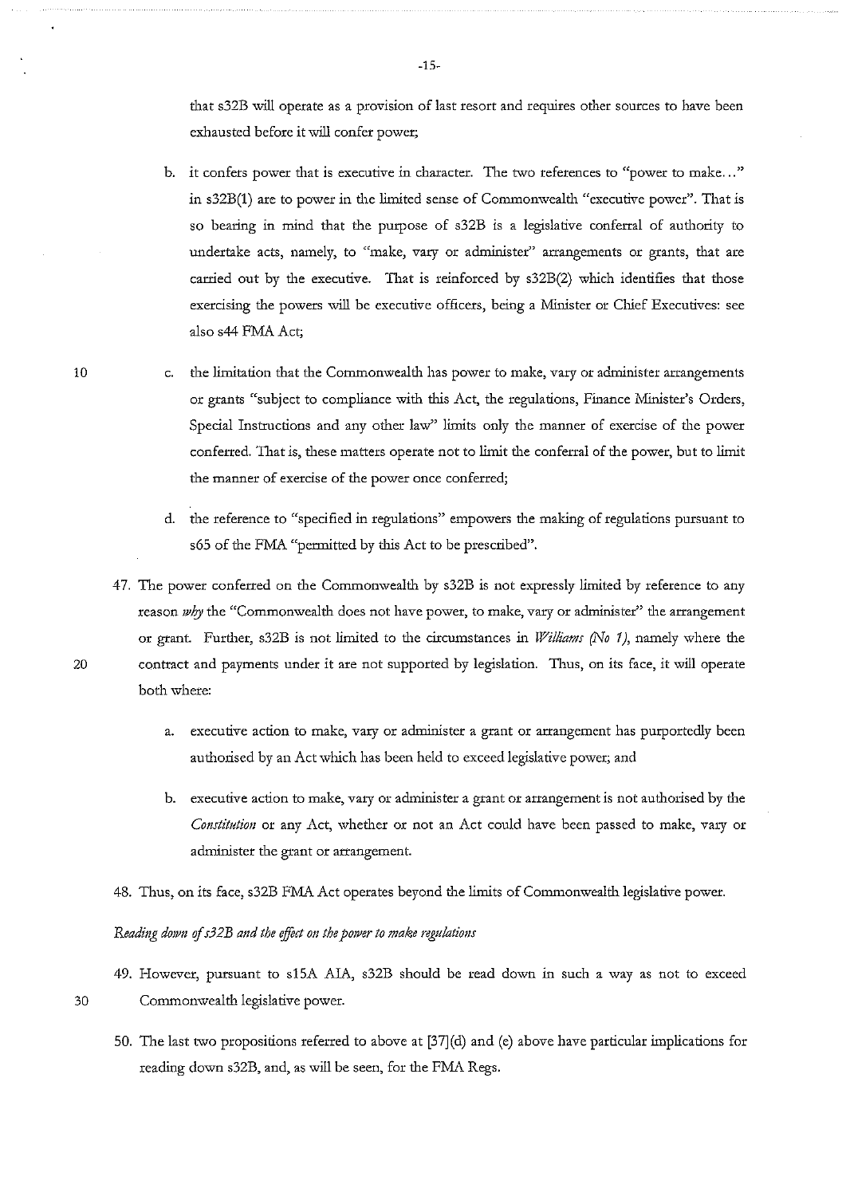that s32B will operate as a provision of last resort and requires other sources to have been exhausted before it will confer power;

b. it confers power that is executive in character. The two references to "power to make..." in s32B(1) are to power in the limited sense of Commonwealth "executive power". That is so bearing in mind that the purpose of s32B is a legislative conferral of authority to undertake acts, namely, to "make, vary or administer" arrangements or grants, that are carried out by the executive. That is reinforced by s32B(2) which identifies that those exercising the powers will be executive officers, being a Minister or Chief Executives: see also s44 FMA Act;

c. the limitation that the Commonwealth has power to make, vary or administer arrangements or grants "subject to compliance with this Act, the regulations, Finance Minister's Orders, Special Instructions and any other law" limits only the manner of exercise of the power conferred. That is, these matters operate not to limit the conferral of the power, but to limit the manner of exercise of the power once conferred;

d. the reference to "specified in regulations" empowers the making of regulations pursuant to s65 of the FMA "permitted by this Act to be prescribed".

47. The power conferred on the Commonwealth by s32B is not expressly limited by reference to any reason *why* the "Commonwealth does not have power, to make, vary or administer" the arrangement or grant. Further, s32B is not limited to the circumstances in *Williams (No 1)*, namely where the contract and payments under it are not supported by legislation. Thus, on its face, it will operate both where:

   a. executive action to make, vary or administer a grant or arrangement has purportedly been authorised by an Act which has been held to exceed legislative power; and

   b. executive action to make, vary or administer a grant or arrangement is not authorised by the *Constitution* or any Act, whether or not an Act could have been passed to make, vary or administer the grant or arrangement.

48. Thus, on its face, s32B FMA Act operates beyond the limits of Commonwealth legislative power.

*Reading down of s32B and the effect on the power to make regulations*

49. However, pursuant to s15A AIA, s32B should be read down in such a way as not to exceed Commonwealth legislative power.

50. The last two propositions referred to above at [37](d) and (e) above have particular implications for reading down s32B, and, as will be seen, for the FMA Regs.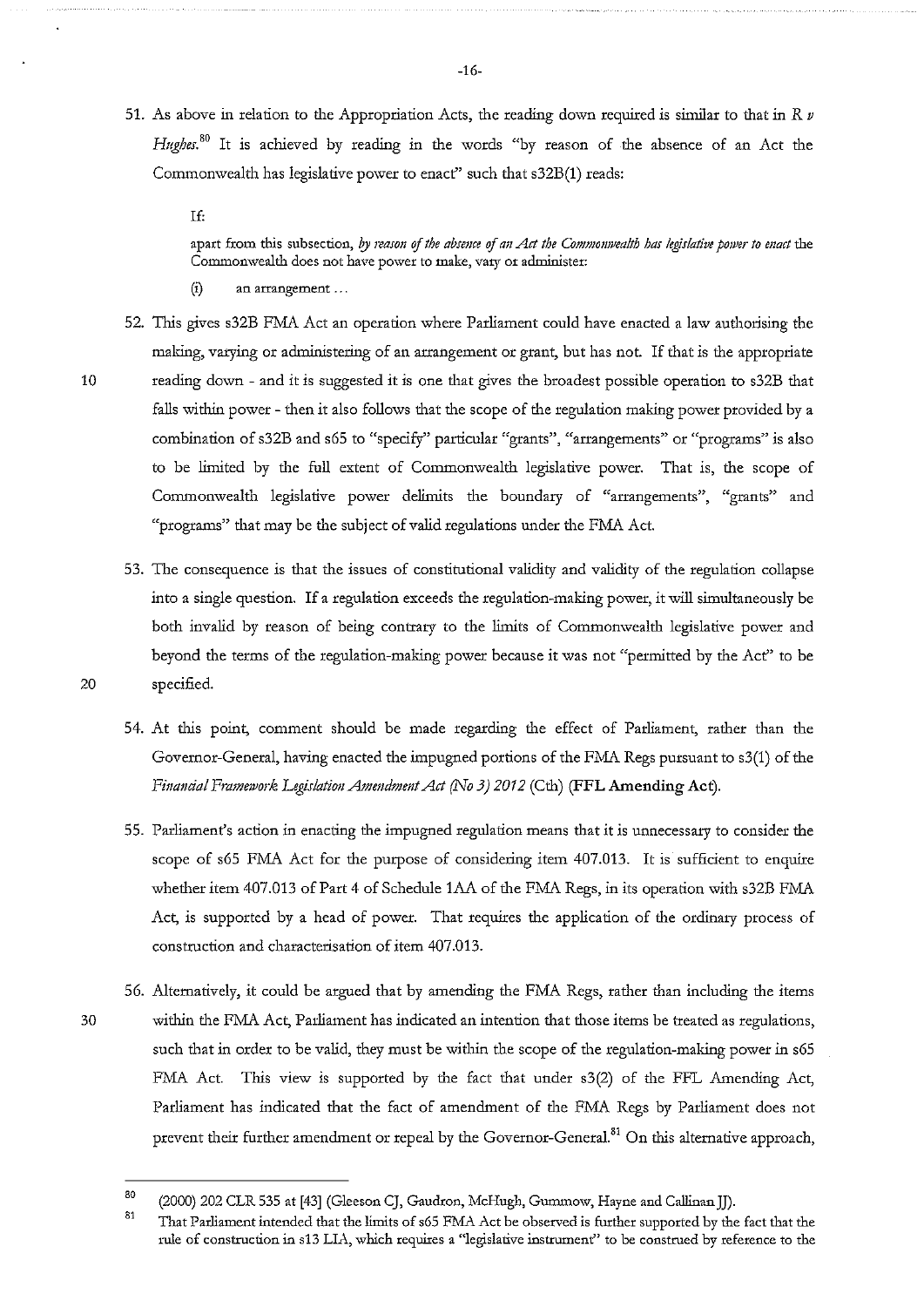51. As above in relation to the Appropriation Acts, the reading down required is similar to that in *R v Hughes*.[80] It is achieved by reading in the words "by reason of the absence of an Act the Commonwealth has legislative power to enact" such that s32B(1) reads:

> If:
>
> apart from this subsection, *by reason of the absence of an Act the Commonwealth has legislative power to enact* the Commonwealth does not have power to make, vary or administer:
>
> (i) an arrangement …

52. This gives s32B FMA Act an operation where Parliament could have enacted a law authorising the making, varying or administering of an arrangement or grant, but has not. If that is the appropriate reading down - and it is suggested it is one that gives the broadest possible operation to s32B that falls within power - then it also follows that the scope of the regulation making power provided by a combination of s32B and s65 to "specify" particular "grants", "arrangements" or "programs" is also to be limited by the full extent of Commonwealth legislative power. That is, the scope of Commonwealth legislative power delimits the boundary of "arrangements", "grants" and "programs" that may be the subject of valid regulations under the FMA Act.

53. The consequence is that the issues of constitutional validity and validity of the regulation collapse into a single question. If a regulation exceeds the regulation-making power, it will simultaneously be both invalid by reason of being contrary to the limits of Commonwealth legislative power and beyond the terms of the regulation-making power because it was not "permitted by the Act" to be specified.

54. At this point, comment should be made regarding the effect of Parliament, rather than the Governor-General, having enacted the impugned portions of the FMA Regs pursuant to s3(1) of the *Financial Framework Legislation Amendment Act (No 3) 2012* (Cth) (**FFL Amending Act**).

55. Parliament's action in enacting the impugned regulation means that it is unnecessary to consider the scope of s65 FMA Act for the purpose of considering item 407.013. It is sufficient to enquire whether item 407.013 of Part 4 of Schedule 1AA of the FMA Regs, in its operation with s32B FMA Act, is supported by a head of power. That requires the application of the ordinary process of construction and characterisation of item 407.013.

56. Alternatively, it could be argued that by amending the FMA Regs, rather than including the items within the FMA Act, Parliament has indicated an intention that those items be treated as regulations, such that in order to be valid, they must be within the scope of the regulation-making power in s65 FMA Act. This view is supported by the fact that under s3(2) of the FFL Amending Act, Parliament has indicated that the fact of amendment of the FMA Regs by Parliament does not prevent their further amendment or repeal by the Governor-General.[81] On this alternative approach,

---

[80] (2000) 202 CLR 535 at [43] (Gleeson CJ, Gaudron, McHugh, Gummow, Hayne and Callinan JJ).

[81] That Parliament intended that the limits of s65 FMA Act be observed is further supported by the fact that the rule of construction in s13 LIA, which requires a "legislative instrument" to be construed by reference to the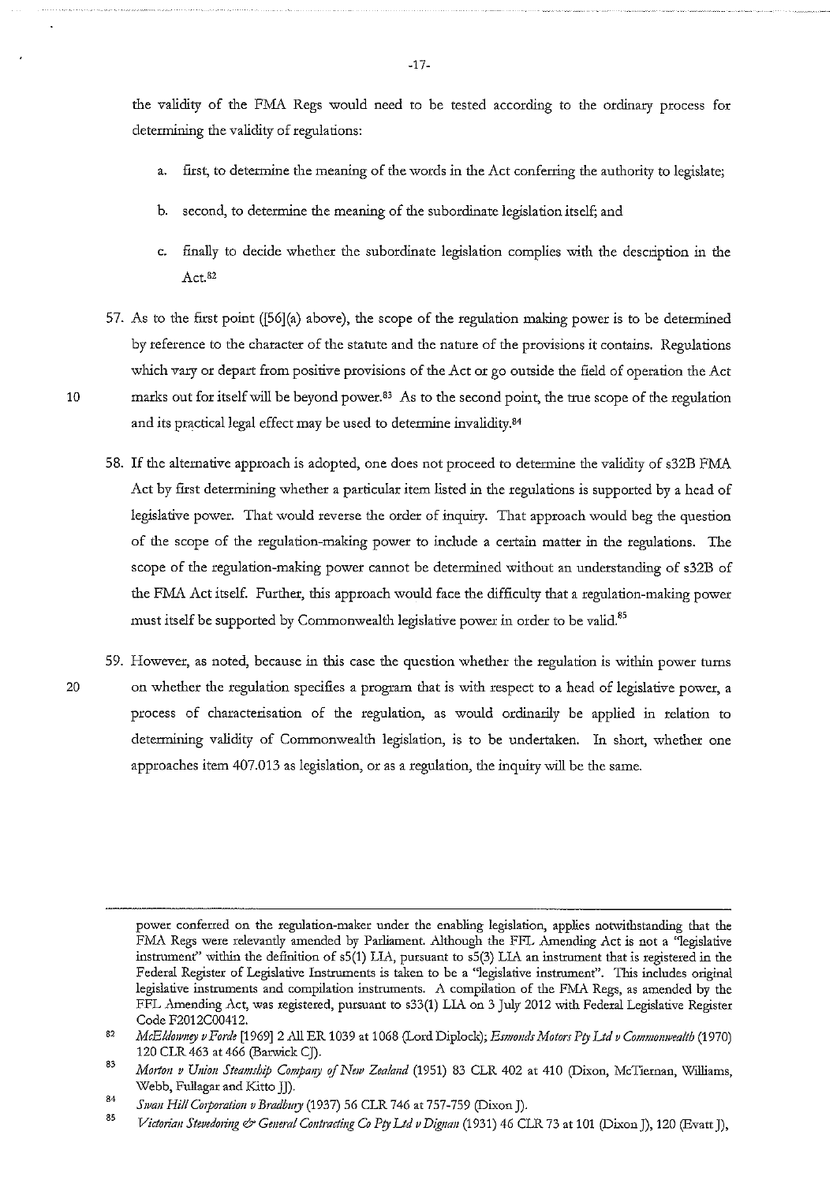the validity of the FMA Regs would need to be tested according to the ordinary process for determining the validity of regulations:

a. first, to determine the meaning of the words in the Act conferring the authority to legislate;

b. second, to determine the meaning of the subordinate legislation itself; and

c. finally to decide whether the subordinate legislation complies with the description in the Act.[82]

57. As to the first point ([56](a) above), the scope of the regulation making power is to be determined by reference to the character of the statute and the nature of the provisions it contains. Regulations which vary or depart from positive provisions of the Act or go outside the field of operation the Act marks out for itself will be beyond power.[83] As to the second point, the true scope of the regulation and its practical legal effect may be used to determine invalidity.[84]

58. If the alternative approach is adopted, one does not proceed to determine the validity of s32B FMA Act by first determining whether a particular item listed in the regulations is supported by a head of legislative power. That would reverse the order of inquiry. That approach would beg the question of the scope of the regulation-making power to include a certain matter in the regulations. The scope of the regulation-making power cannot be determined without an understanding of s32B of the FMA Act itself. Further, this approach would face the difficulty that a regulation-making power must itself be supported by Commonwealth legislative power in order to be valid.[85]

59. However, as noted, because in this case the question whether the regulation is within power turns on whether the regulation specifies a program that is with respect to a head of legislative power, a process of characterisation of the regulation, as would ordinarily be applied in relation to determining validity of Commonwealth legislation, is to be undertaken. In short, whether one approaches item 407.013 as legislation, or as a regulation, the inquiry will be the same.

---

power conferred on the regulation-maker under the enabling legislation, applies notwithstanding that the FMA Regs were relevantly amended by Parliament. Although the FFL Amending Act is not a "legislative instrument" within the definition of s5(1) LIA, pursuant to s5(3) LIA an instrument that is registered in the Federal Register of Legislative Instruments is taken to be a "legislative instrument". This includes original legislative instruments and compilation instruments. A compilation of the FMA Regs, as amended by the FFL Amending Act, was registered, pursuant to s33(1) LIA on 3 July 2012 with Federal Legislative Register Code F2012C00412.

[82] *McEldowney v Forde* [1969] 2 All ER 1039 at 1068 (Lord Diplock); *Esmonds Motors Pty Ltd v Commonwealth* (1970) 120 CLR 463 at 466 (Barwick CJ).

[83] *Morton v Union Steamship Company of New Zealand* (1951) 83 CLR 402 at 410 (Dixon, McTiernan, Williams, Webb, Fullagar and Kitto JJ).

[84] *Swan Hill Corporation v Bradbury* (1937) 56 CLR 746 at 757-759 (Dixon J).

[85] *Victorian Stevedoring & General Contracting Co Pty Ltd v Dignan* (1931) 46 CLR 73 at 101 (Dixon J), 120 (Evatt J),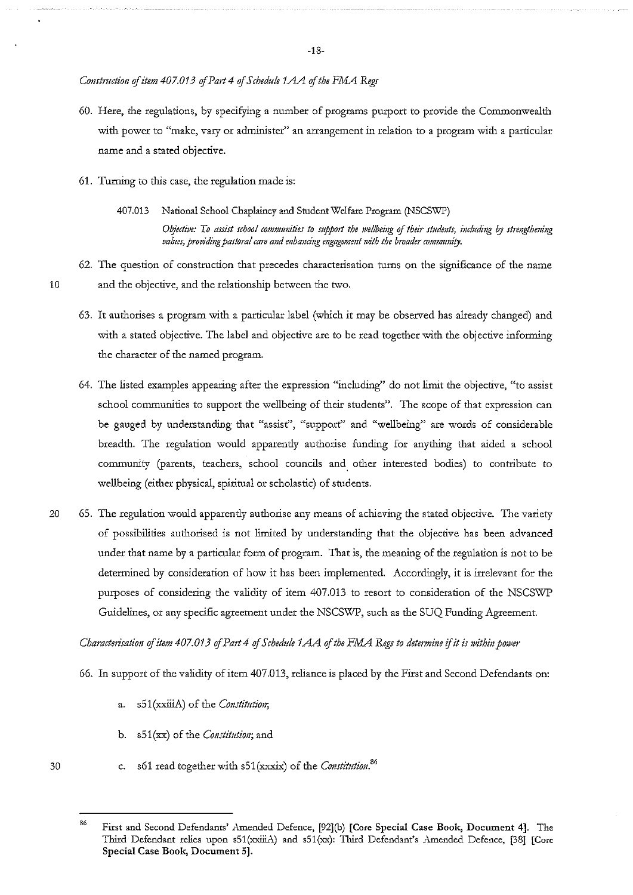*Construction of item 407.013 of Part 4 of Schedule 1AA of the FMA Regs*

60. Here, the regulations, by specifying a number of programs purport to provide the Commonwealth with power to "make, vary or administer" an arrangement in relation to a program with a particular name and a stated objective.

61. Turning to this case, the regulation made is:

    407.013 National School Chaplaincy and Student Welfare Program (NSCSWP)
    *Objective: To assist school communities to support the wellbeing of their students, including by strengthening values, providing pastoral care and enhancing engagement with the broader community.*

62. The question of construction that precedes characterisation turns on the significance of the name and the objective, and the relationship between the two.

63. It authorises a program with a particular label (which it may be observed has already changed) and with a stated objective. The label and objective are to be read together with the objective informing the character of the named program.

64. The listed examples appearing after the expression "including" do not limit the objective, "to assist school communities to support the wellbeing of their students". The scope of that expression can be gauged by understanding that "assist", "support" and "wellbeing" are words of considerable breadth. The regulation would apparently authorise funding for anything that aided a school community (parents, teachers, school councils and other interested bodies) to contribute to wellbeing (either physical, spiritual or scholastic) of students.

65. The regulation would apparently authorise any means of achieving the stated objective. The variety of possibilities authorised is not limited by understanding that the objective has been advanced under that name by a particular form of program. That is, the meaning of the regulation is not to be determined by consideration of how it has been implemented. Accordingly, it is irrelevant for the purposes of considering the validity of item 407.013 to resort to consideration of the NSCSWP Guidelines, or any specific agreement under the NSCSWP, such as the SUQ Funding Agreement.

*Characterisation of item 407.013 of Part 4 of Schedule 1AA of the FMA Regs to determine if it is within power*

66. In support of the validity of item 407.013, reliance is placed by the First and Second Defendants on:

    a. s51(xxiiiA) of the *Constitution*;

    b. s51(xx) of the *Constitution*; and

    c. s61 read together with s51(xxxix) of the *Constitution*.[86]

---

[86] First and Second Defendants' Amended Defence, [92](b) **[Core Special Case Book, Document 4]**. The Third Defendant relies upon s51(xxiiiA) and s51(xx): Third Defendant's Amended Defence, [38] **[Core Special Case Book, Document 5]**.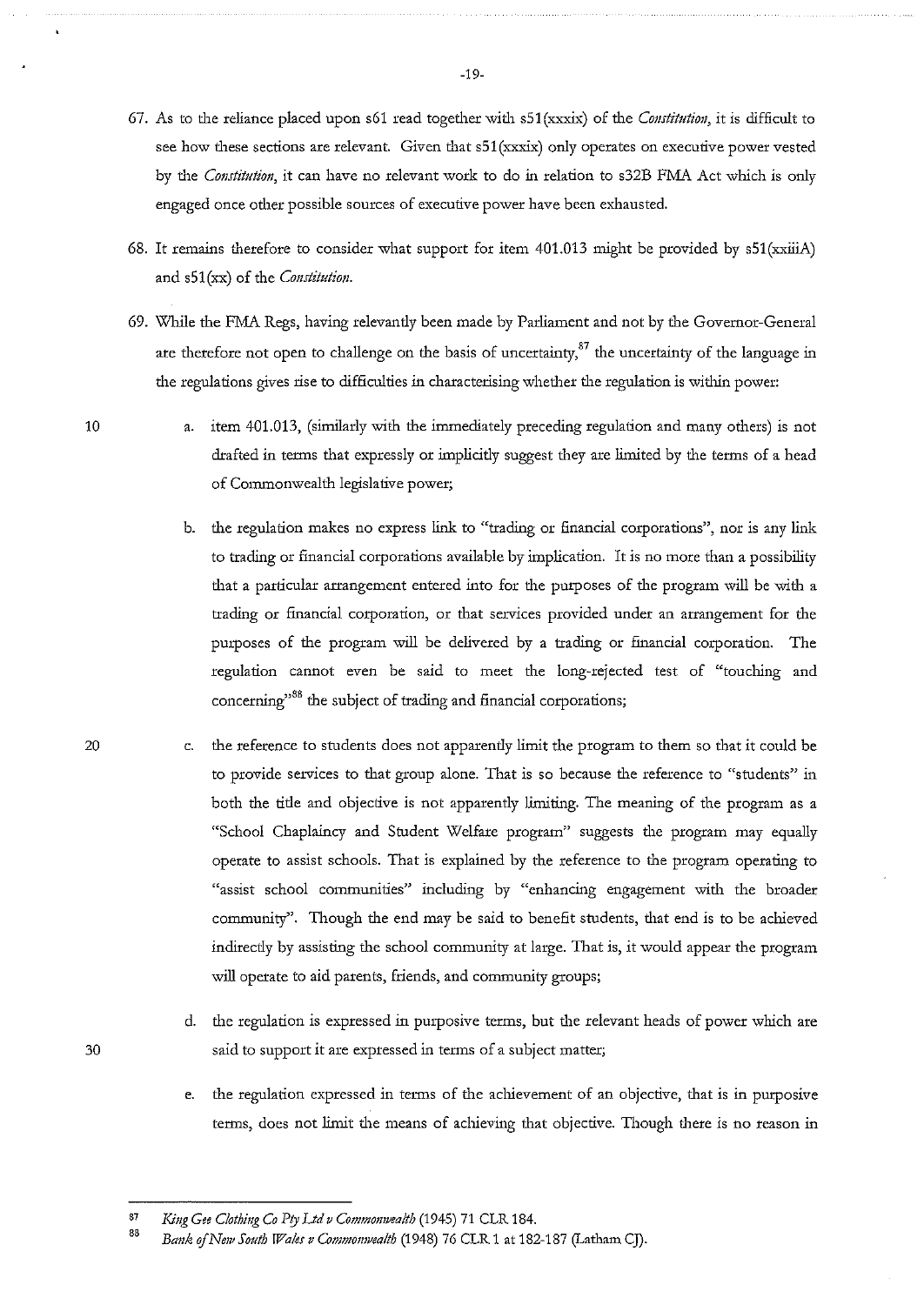67. As to the reliance placed upon s61 read together with s51(xxxix) of the *Constitution*, it is difficult to see how these sections are relevant. Given that s51(xxxix) only operates on executive power vested by the *Constitution*, it can have no relevant work to do in relation to s32B FMA Act which is only engaged once other possible sources of executive power have been exhausted.

68. It remains therefore to consider what support for item 401.013 might be provided by s51(xxiiiA) and s51(xx) of the *Constitution*.

69. While the FMA Regs, having relevantly been made by Parliament and not by the Governor-General are therefore not open to challenge on the basis of uncertainty,[87] the uncertainty of the language in the regulations gives rise to difficulties in characterising whether the regulation is within power:

   a. item 401.013, (similarly with the immediately preceding regulation and many others) is not drafted in terms that expressly or implicitly suggest they are limited by the terms of a head of Commonwealth legislative power;

   b. the regulation makes no express link to "trading or financial corporations", nor is any link to trading or financial corporations available by implication. It is no more than a possibility that a particular arrangement entered into for the purposes of the program will be with a trading or financial corporation, or that services provided under an arrangement for the purposes of the program will be delivered by a trading or financial corporation. The regulation cannot even be said to meet the long-rejected test of "touching and concerning"[88] the subject of trading and financial corporations;

   c. the reference to students does not apparently limit the program to them so that it could be to provide services to that group alone. That is so because the reference to "students" in both the title and objective is not apparently limiting. The meaning of the program as a "School Chaplaincy and Student Welfare program" suggests the program may equally operate to assist schools. That is explained by the reference to the program operating to "assist school communities" including by "enhancing engagement with the broader community". Though the end may be said to benefit students, that end is to be achieved indirectly by assisting the school community at large. That is, it would appear the program will operate to aid parents, friends, and community groups;

   d. the regulation is expressed in purposive terms, but the relevant heads of power which are said to support it are expressed in terms of a subject matter;

   e. the regulation expressed in terms of the achievement of an objective, that is in purposive terms, does not limit the means of achieving that objective. Though there is no reason in

---

[87] *King Gee Clothing Co Pty Ltd v Commonwealth* (1945) 71 CLR 184.

[88] *Bank of New South Wales v Commonwealth* (1948) 76 CLR 1 at 182-187 (Latham CJ).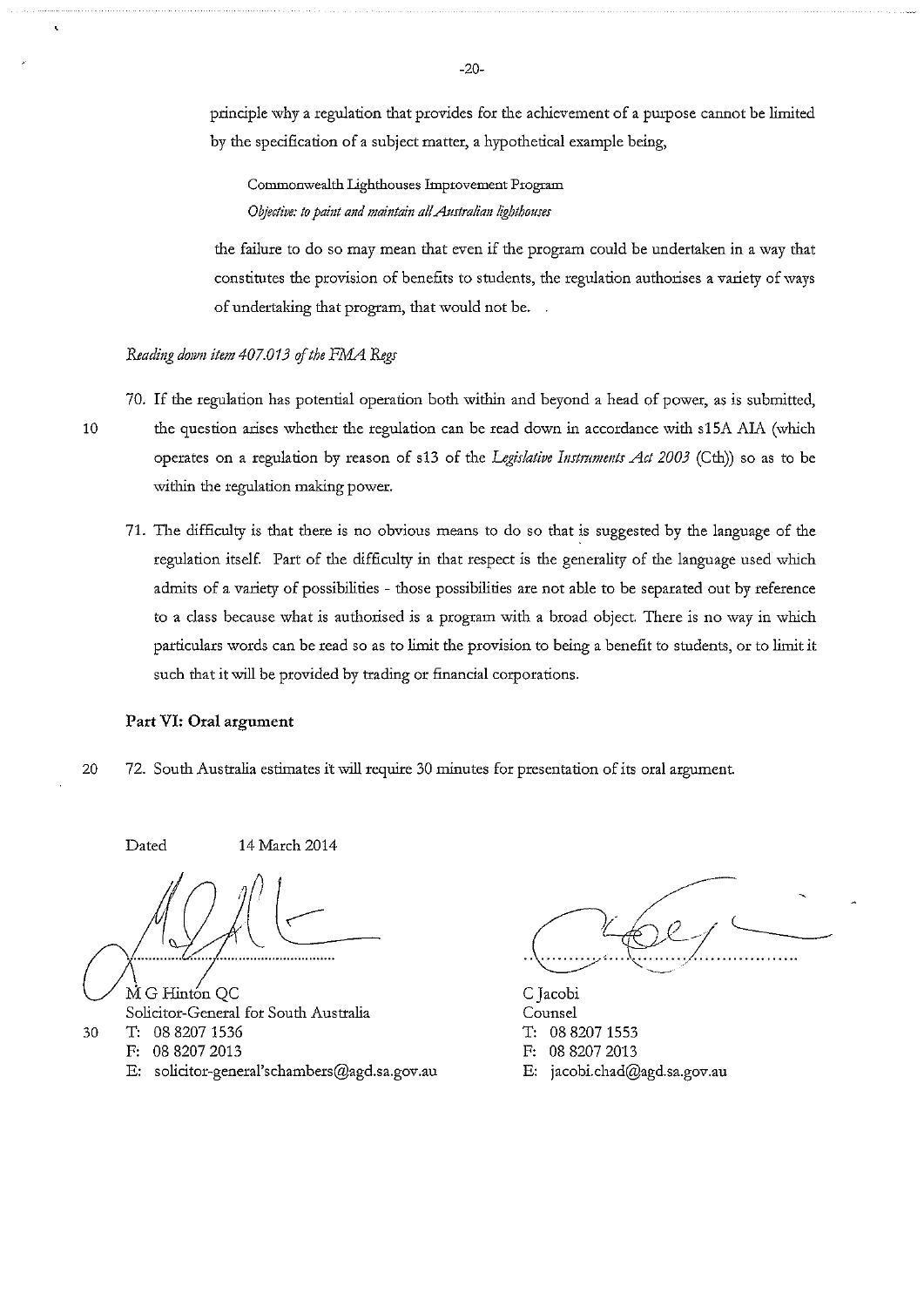principle why a regulation that provides for the achievement of a purpose cannot be limited by the specification of a subject matter, a hypothetical example being,

> Commonwealth Lighthouses Improvement Program
> *Objective: to paint and maintain all Australian lighthouses*

the failure to do so may mean that even if the program could be undertaken in a way that constitutes the provision of benefits to students, the regulation authorises a variety of ways of undertaking that program, that would not be.

*Reading down item 407.013 of the FMA Regs*

70. If the regulation has potential operation both within and beyond a head of power, as is submitted, the question arises whether the regulation can be read down in accordance with s15A AIA (which operates on a regulation by reason of s13 of the *Legislative Instruments Act 2003* (Cth)) so as to be within the regulation making power.

71. The difficulty is that there is no obvious means to do so that is suggested by the language of the regulation itself. Part of the difficulty in that respect is the generality of the language used which admits of a variety of possibilities - those possibilities are not able to be separated out by reference to a class because what is authorised is a program with a broad object. There is no way in which particulars words can be read so as to limit the provision to being a benefit to students, or to limit it such that it will be provided by trading or financial corporations.

**Part VI: Oral argument**

72. South Australia estimates it will require 30 minutes for presentation of its oral argument.

Dated 14 March 2014

M G Hinton QC
Solicitor-General for South Australia
T: 08 8207 1536
F: 08 8207 2013
E: solicitor-general'schambers@agd.sa.gov.au

C Jacobi
Counsel
T: 08 8207 1553
F: 08 8207 2013
E: jacobi.chad@agd.sa.gov.au